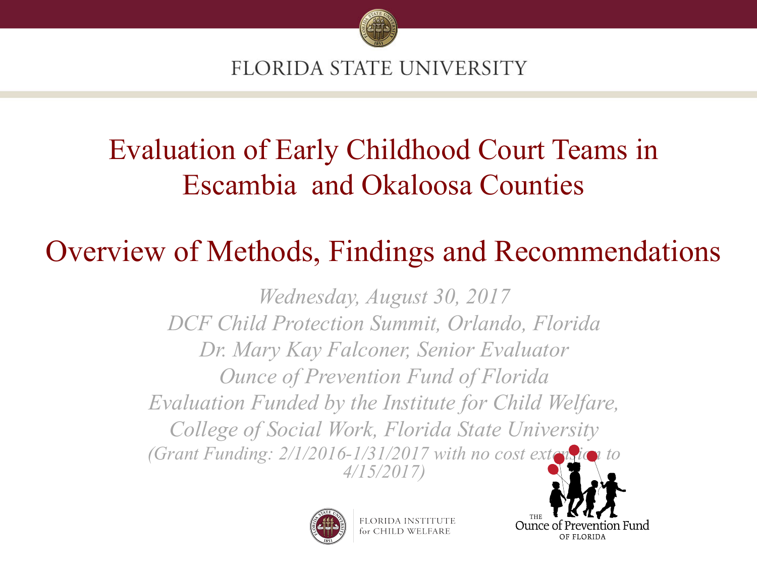FLORIDA STATE UNIVERSITY

# Evaluation of Early Childhood Court Teams in Escambia and Okaloosa Counties

# Overview of Methods, Findings and Recommendations

*Wednesday, August 30, 2017*
*DCF Child Protection Summit, Orlando, Florida*
*Dr. Mary Kay Falconer, Senior Evaluator*
*Ounce of Prevention Fund of Florida*
*Evaluation Funded by the Institute for Child Welfare, College of Social Work, Florida State University*
*(Grant Funding: 2/1/2016-1/31/2017 with no cost extension to 4/15/2017)*

FLORIDA INSTITUTE for CHILD WELFARE

THE Ounce of Prevention Fund OF FLORIDA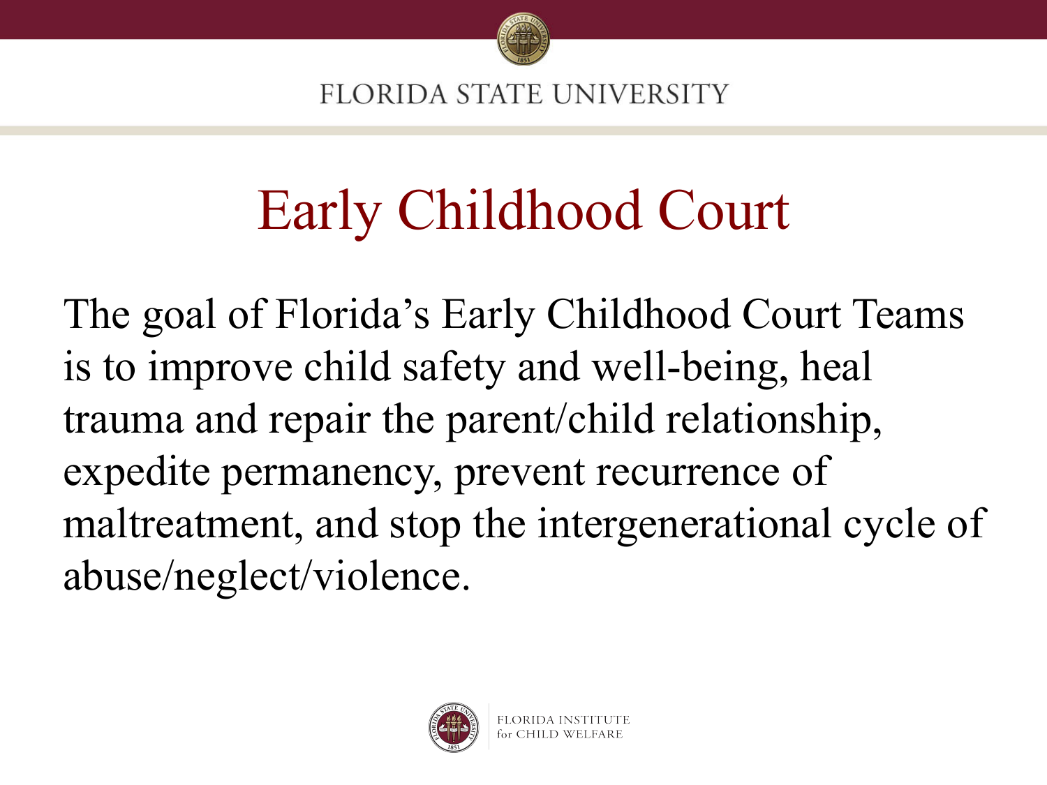# Early Childhood Court

The goal of Florida's Early Childhood Court Teams is to improve child safety and well-being, heal trauma and repair the parent/child relationship, expedite permanency, prevent recurrence of maltreatment, and stop the intergenerational cycle of abuse/neglect/violence.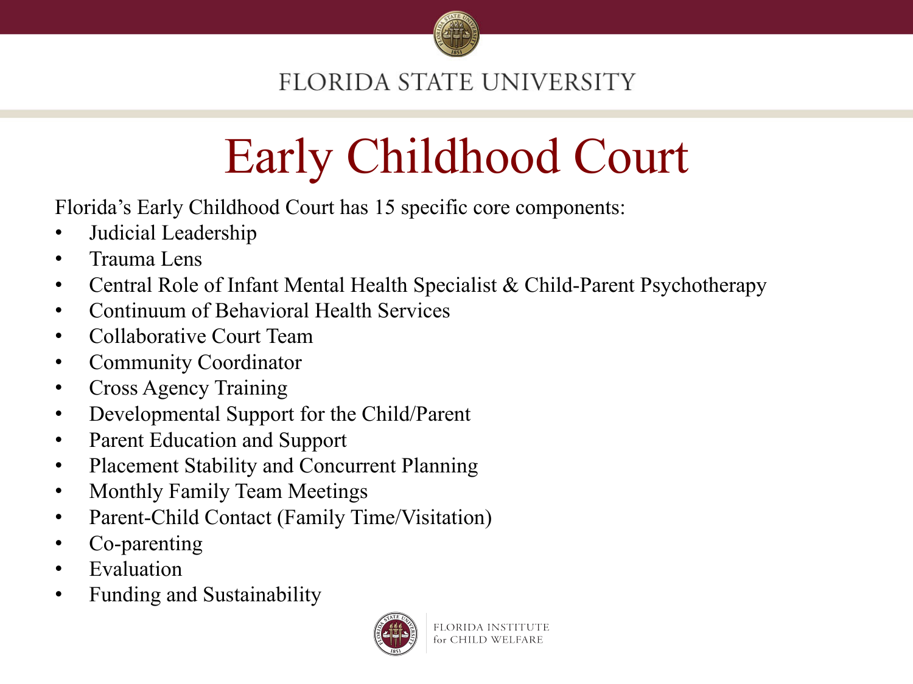# Early Childhood Court

Florida's Early Childhood Court has 15 specific core components:

- Judicial Leadership
- Trauma Lens
- Central Role of Infant Mental Health Specialist & Child-Parent Psychotherapy
- Continuum of Behavioral Health Services
- Collaborative Court Team
- Community Coordinator
- Cross Agency Training
- Developmental Support for the Child/Parent
- Parent Education and Support
- Placement Stability and Concurrent Planning
- Monthly Family Team Meetings
- Parent-Child Contact (Family Time/Visitation)
- Co-parenting
- Evaluation
- Funding and Sustainability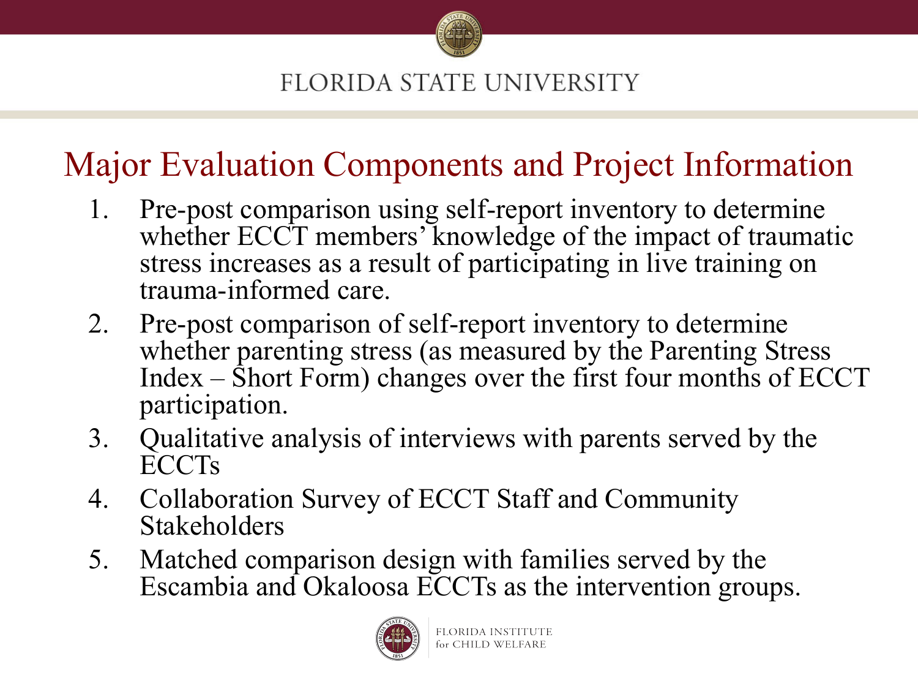## Major Evaluation Components and Project Information

1. Pre-post comparison using self-report inventory to determine whether ECCT members' knowledge of the impact of traumatic stress increases as a result of participating in live training on trauma-informed care.
2. Pre-post comparison of self-report inventory to determine whether parenting stress (as measured by the Parenting Stress Index – Short Form) changes over the first four months of ECCT participation.
3. Qualitative analysis of interviews with parents served by the ECCTs
4. Collaboration Survey of ECCT Staff and Community Stakeholders
5. Matched comparison design with families served by the Escambia and Okaloosa ECCTs as the intervention groups.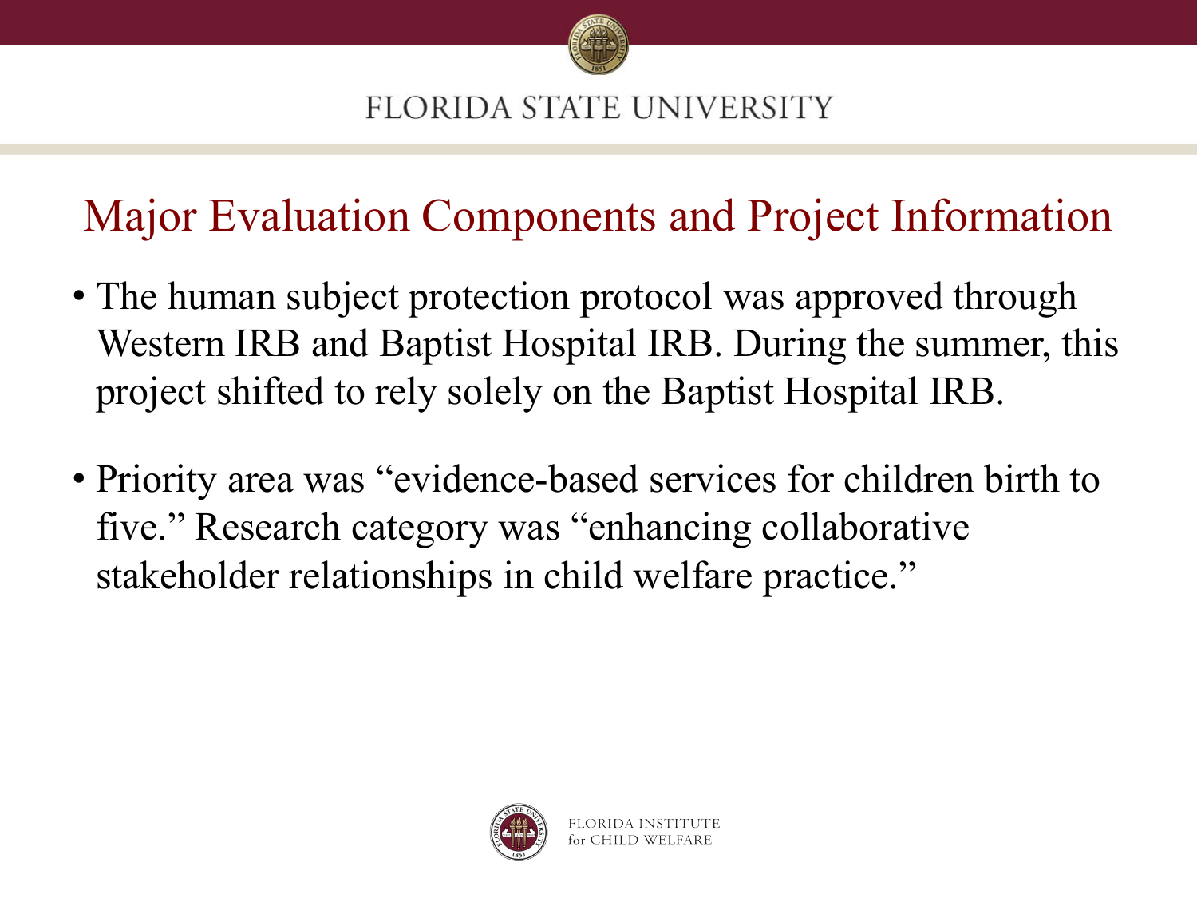## Major Evaluation Components and Project Information

- The human subject protection protocol was approved through Western IRB and Baptist Hospital IRB. During the summer, this project shifted to rely solely on the Baptist Hospital IRB.
- Priority area was "evidence-based services for children birth to five." Research category was "enhancing collaborative stakeholder relationships in child welfare practice."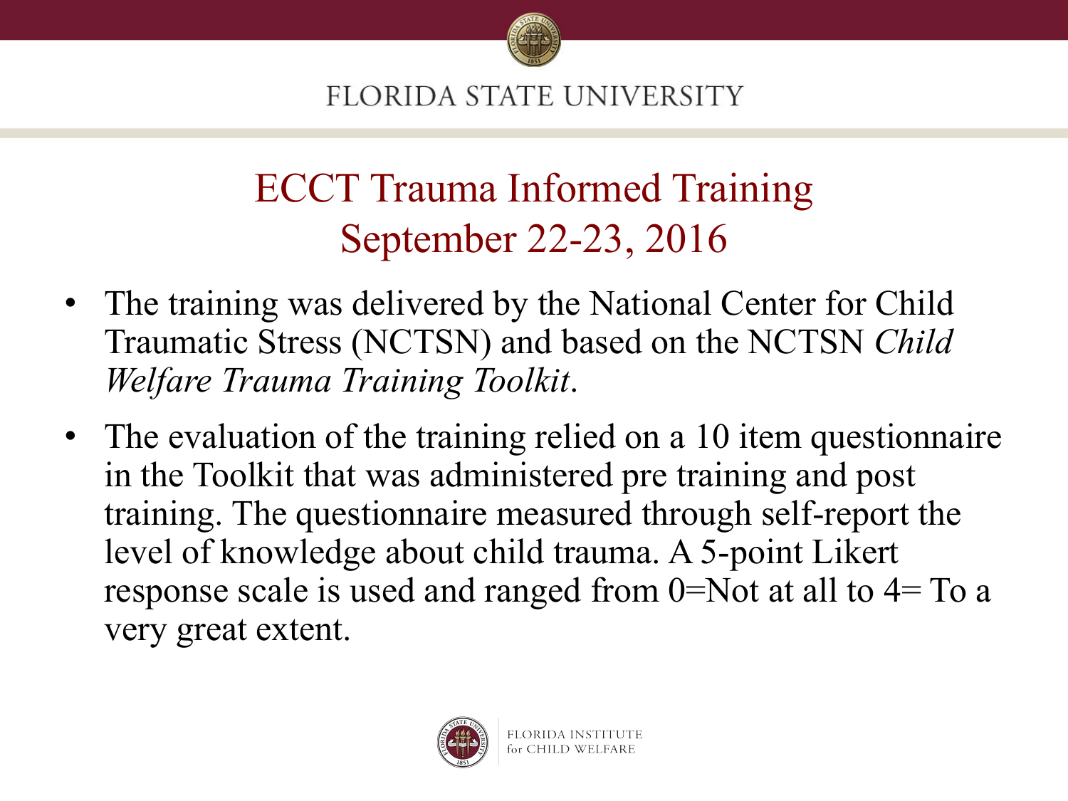# ECCT Trauma Informed Training September 22-23, 2016

- The training was delivered by the National Center for Child Traumatic Stress (NCTSN) and based on the NCTSN *Child Welfare Trauma Training Toolkit*.
- The evaluation of the training relied on a 10 item questionnaire in the Toolkit that was administered pre training and post training. The questionnaire measured through self-report the level of knowledge about child trauma. A 5-point Likert response scale is used and ranged from 0=Not at all to 4= To a very great extent.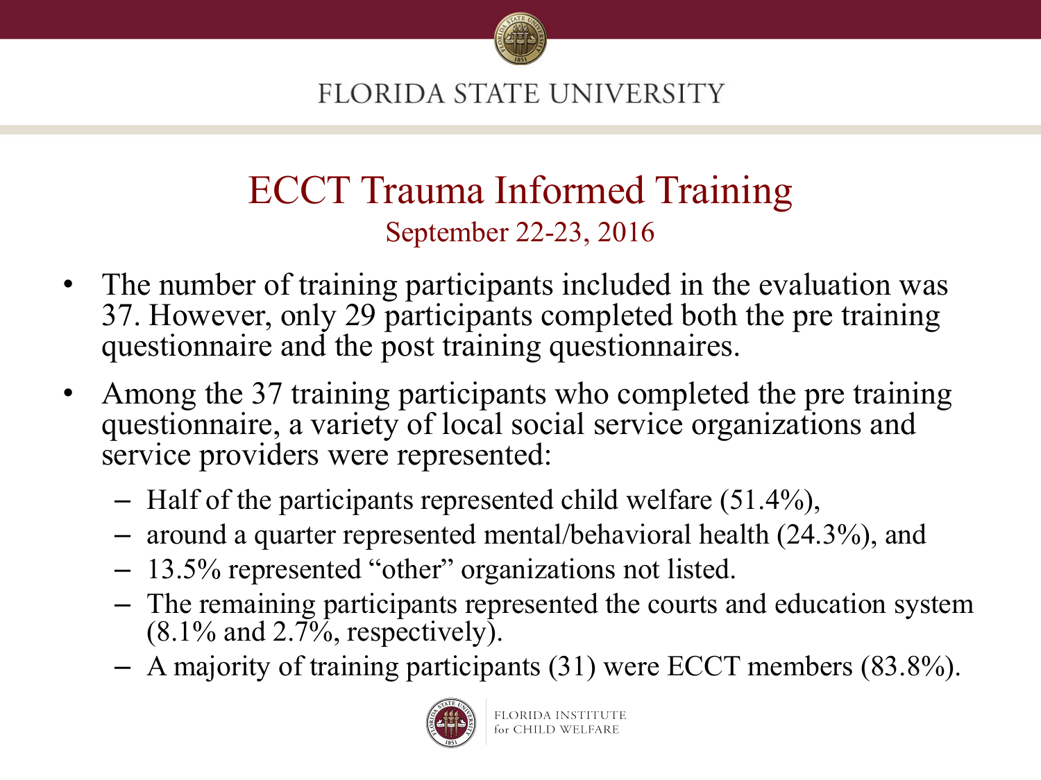# ECCT Trauma Informed Training

## September 22-23, 2016

- The number of training participants included in the evaluation was 37. However, only 29 participants completed both the pre training questionnaire and the post training questionnaires.
- Among the 37 training participants who completed the pre training questionnaire, a variety of local social service organizations and service providers were represented:
  - Half of the participants represented child welfare (51.4%),
  - around a quarter represented mental/behavioral health (24.3%), and
  - 13.5% represented "other" organizations not listed.
  - The remaining participants represented the courts and education system (8.1% and 2.7%, respectively).
  - A majority of training participants (31) were ECCT members (83.8%).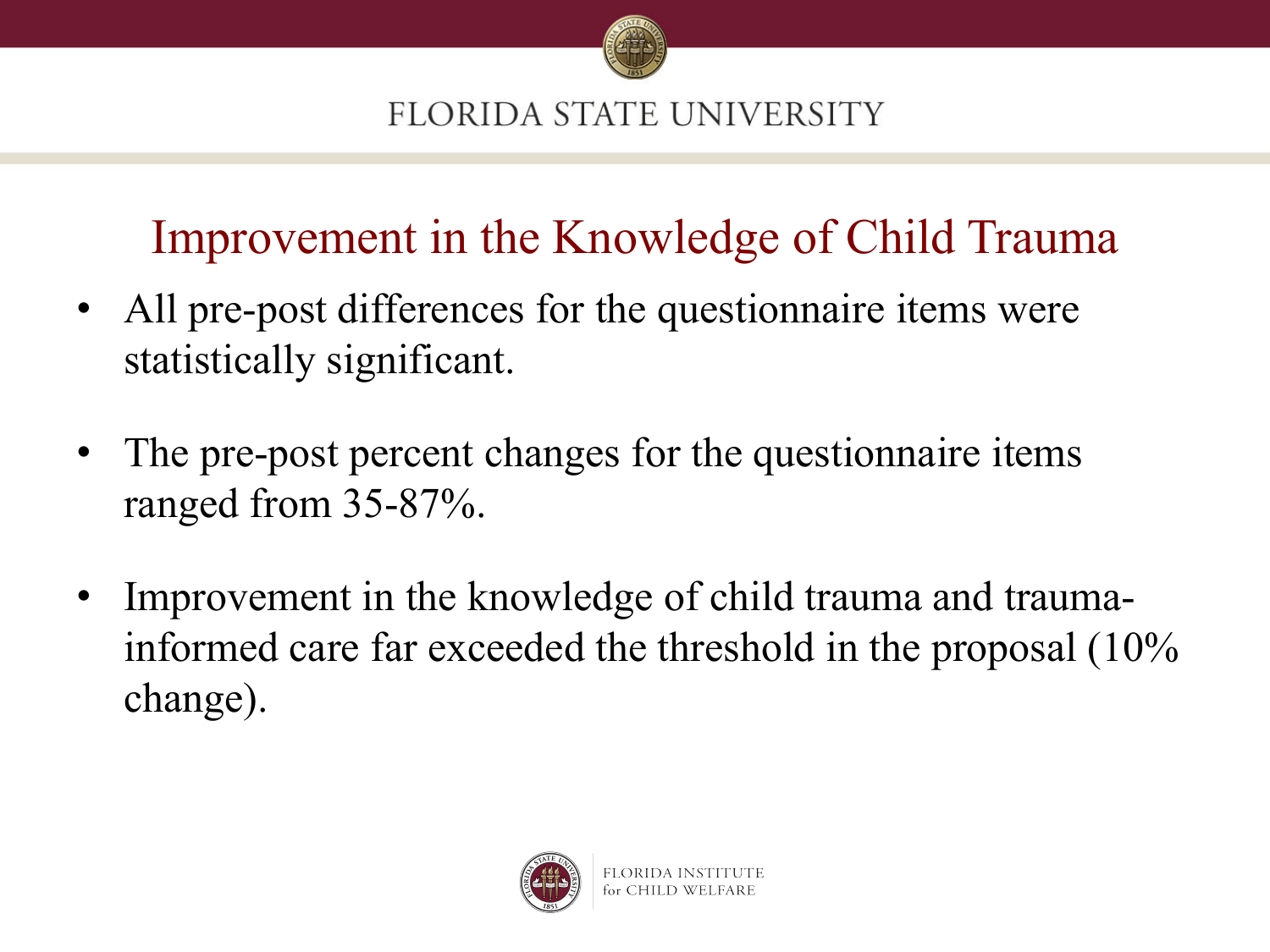# Improvement in the Knowledge of Child Trauma

- All pre-post differences for the questionnaire items were statistically significant.
- The pre-post percent changes for the questionnaire items ranged from 35-87%.
- Improvement in the knowledge of child trauma and trauma-informed care far exceeded the threshold in the proposal (10% change).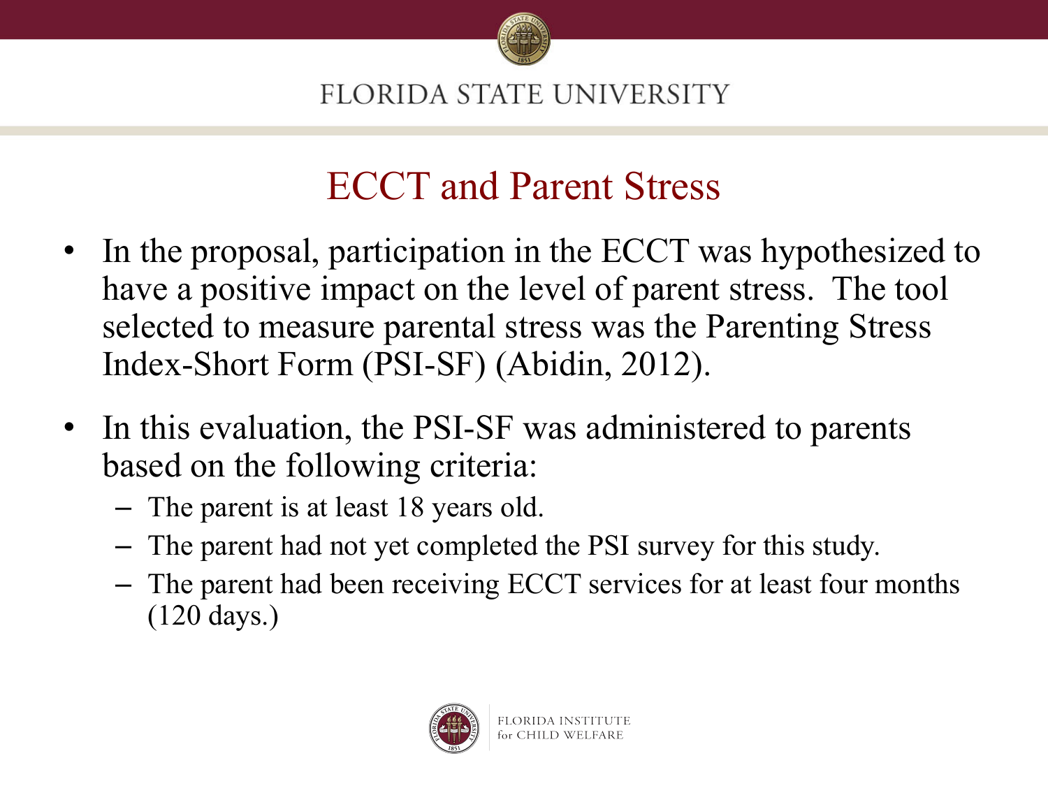## ECCT and Parent Stress

- In the proposal, participation in the ECCT was hypothesized to have a positive impact on the level of parent stress. The tool selected to measure parental stress was the Parenting Stress Index-Short Form (PSI-SF) (Abidin, 2012).
- In this evaluation, the PSI-SF was administered to parents based on the following criteria:
  - The parent is at least 18 years old.
  - The parent had not yet completed the PSI survey for this study.
  - The parent had been receiving ECCT services for at least four months (120 days.)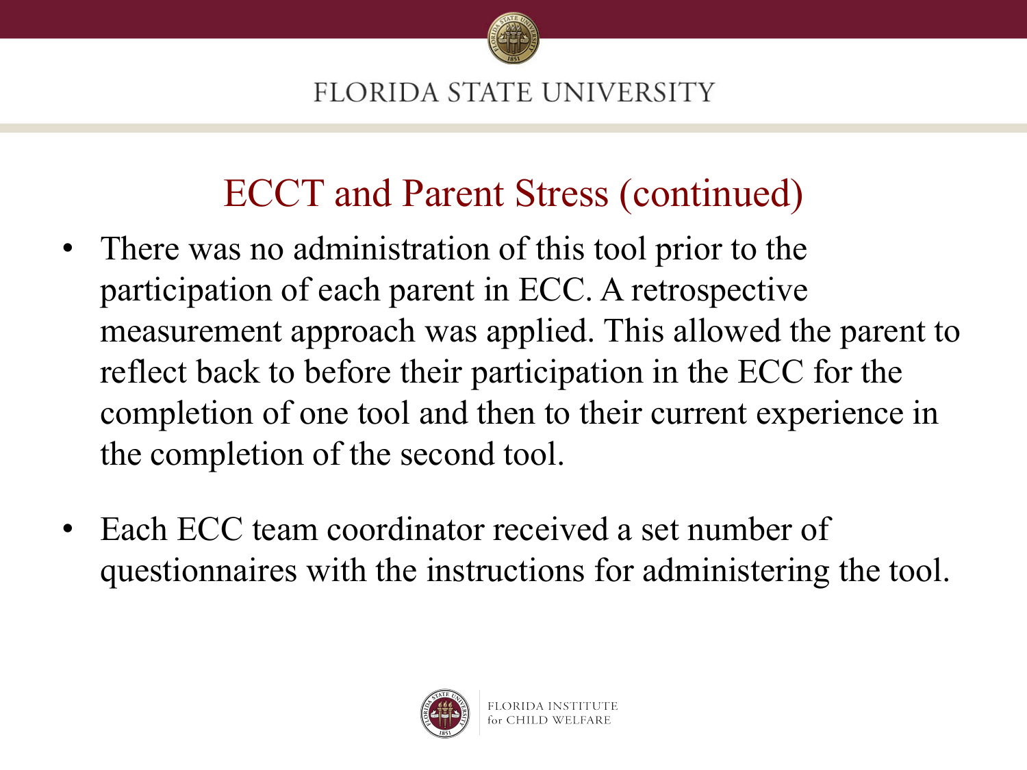## ECCT and Parent Stress (continued)

- There was no administration of this tool prior to the participation of each parent in ECC. A retrospective measurement approach was applied. This allowed the parent to reflect back to before their participation in the ECC for the completion of one tool and then to their current experience in the completion of the second tool.
- Each ECC team coordinator received a set number of questionnaires with the instructions for administering the tool.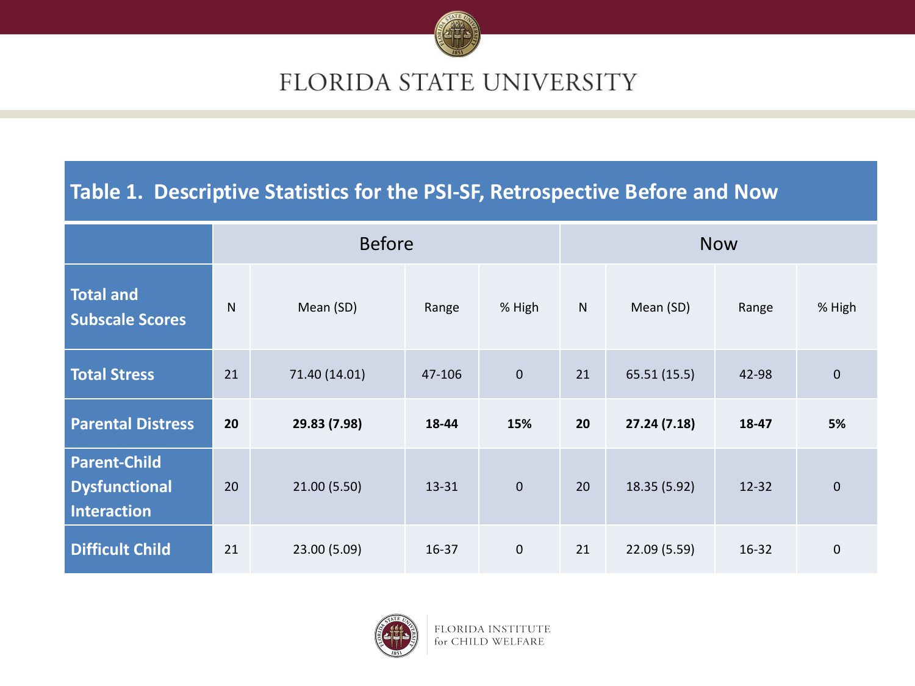## Table 1. Descriptive Statistics for the PSI-SF, Retrospective Before and Now

| | Before | | | | Now | | | |
|---|---|---|---|---|---|---|---|---|
| **Total and Subscale Scores** | N | Mean (SD) | Range | % High | N | Mean (SD) | Range | % High |
| **Total Stress** | 21 | 71.40 (14.01) | 47-106 | 0 | 21 | 65.51 (15.5) | 42-98 | 0 |
| **Parental Distress** | **20** | **29.83 (7.98)** | **18-44** | **15%** | **20** | **27.24 (7.18)** | **18-47** | **5%** |
| **Parent-Child Dysfunctional Interaction** | 20 | 21.00 (5.50) | 13-31 | 0 | 20 | 18.35 (5.92) | 12-32 | 0 |
| **Difficult Child** | 21 | 23.00 (5.09) | 16-37 | 0 | 21 | 22.09 (5.59) | 16-32 | 0 |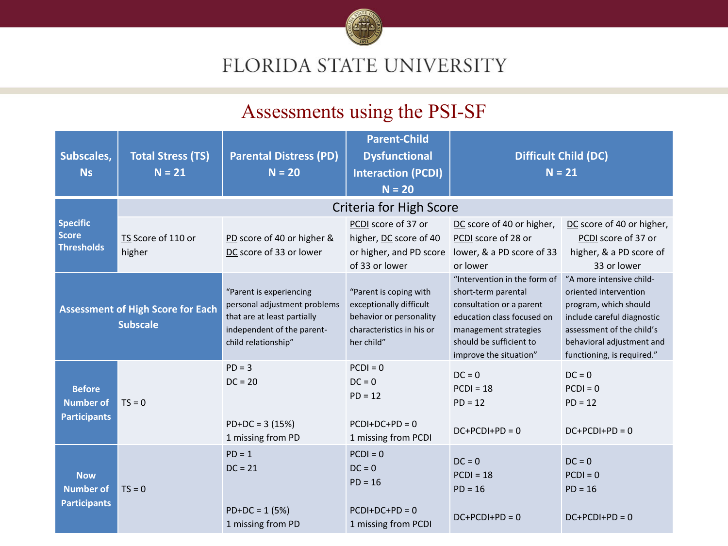# Assessments using the PSI-SF

| Subscales, Ns | Total Stress (TS) N = 21 | Parental Distress (PD) N = 20 | Parent-Child Dysfunctional Interaction (PCDI) N = 20 | Difficult Child (DC) N = 21 | |
|---|---|---|---|---|---|
| | Criteria for High Score | | | | |
| Specific Score Thresholds | TS Score of 110 or higher | PD score of 40 or higher & DC score of 33 or lower | PCDI score of 37 or higher, DC score of 40 or higher, and PD score of 33 or lower | DC score of 40 or higher, PCDI score of 28 or lower, & a PD score of 33 or lower | DC score of 40 or higher, PCDI score of 37 or higher, & a PD score of 33 or lower |
| Assessment of High Score for Each Subscale | | "Parent is experiencing personal adjustment problems that are at least partially independent of the parent-child relationship" | "Parent is coping with exceptionally difficult behavior or personality characteristics in his or her child" | "Intervention in the form of short-term parental consultation or a parent education class focused on management strategies should be sufficient to improve the situation" | "A more intensive child-oriented intervention program, which should include careful diagnostic assessment of the child's behavioral adjustment and functioning, is required." |
| Before Number of Participants | TS = 0 | PD = 3<br>DC = 20<br><br>PD+DC = 3 (15%)<br>1 missing from PD | PCDI = 0<br>DC = 0<br>PD = 12<br><br>PCDI+DC+PD = 0<br>1 missing from PCDI | DC = 0<br>PCDI = 18<br>PD = 12<br><br>DC+PCDI+PD = 0 | DC = 0<br>PCDI = 0<br>PD = 12<br><br>DC+PCDI+PD = 0 |
| Now Number of Participants | TS = 0 | PD = 1<br>DC = 21<br><br>PD+DC = 1 (5%)<br>1 missing from PD | PCDI = 0<br>DC = 0<br>PD = 16<br><br>PCDI+DC+PD = 0<br>1 missing from PCDI | DC = 0<br>PCDI = 18<br>PD = 16<br><br>DC+PCDI+PD = 0 | DC = 0<br>PCDI = 0<br>PD = 16<br><br>DC+PCDI+PD = 0 |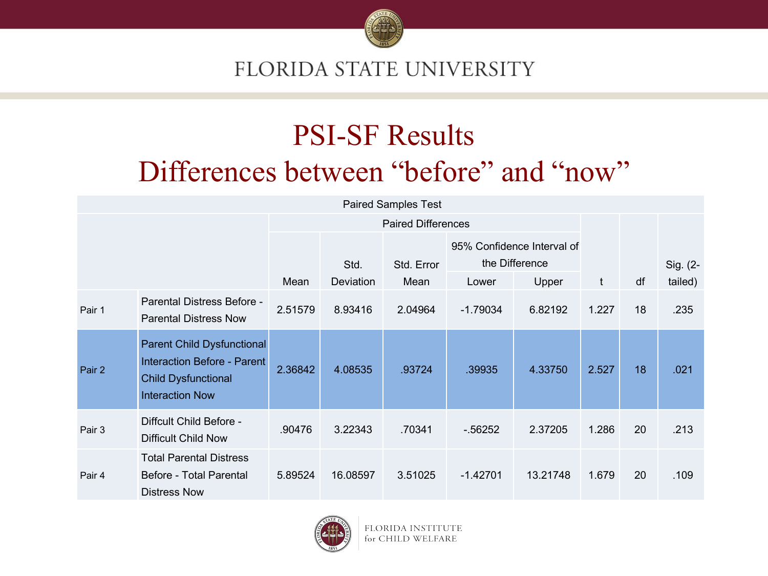# PSI-SF Results

## Differences between "before" and "now"

| Paired Samples Test | | | | | | | | | | |
|---|---|---|---|---|---|---|---|---|---|---|
| | | Paired Differences | | | | | t | df | Sig. (2-tailed) |
| | | Mean | Std. Deviation | Std. Error Mean | 95% Confidence Interval of the Difference | | | | |
| | | | | | Lower | Upper | | | |
| Pair 1 | Parental Distress Before - Parental Distress Now | 2.51579 | 8.93416 | 2.04964 | -1.79034 | 6.82192 | 1.227 | 18 | .235 |
| Pair 2 | Parent Child Dysfunctional Interaction Before - Parent Child Dysfunctional Interaction Now | 2.36842 | 4.08535 | .93724 | .39935 | 4.33750 | 2.527 | 18 | .021 |
| Pair 3 | Diffcult Child Before - Difficult Child Now | .90476 | 3.22343 | .70341 | -.56252 | 2.37205 | 1.286 | 20 | .213 |
| Pair 4 | Total Parental Distress Before - Total Parental Distress Now | 5.89524 | 16.08597 | 3.51025 | -1.42701 | 13.21748 | 1.679 | 20 | .109 |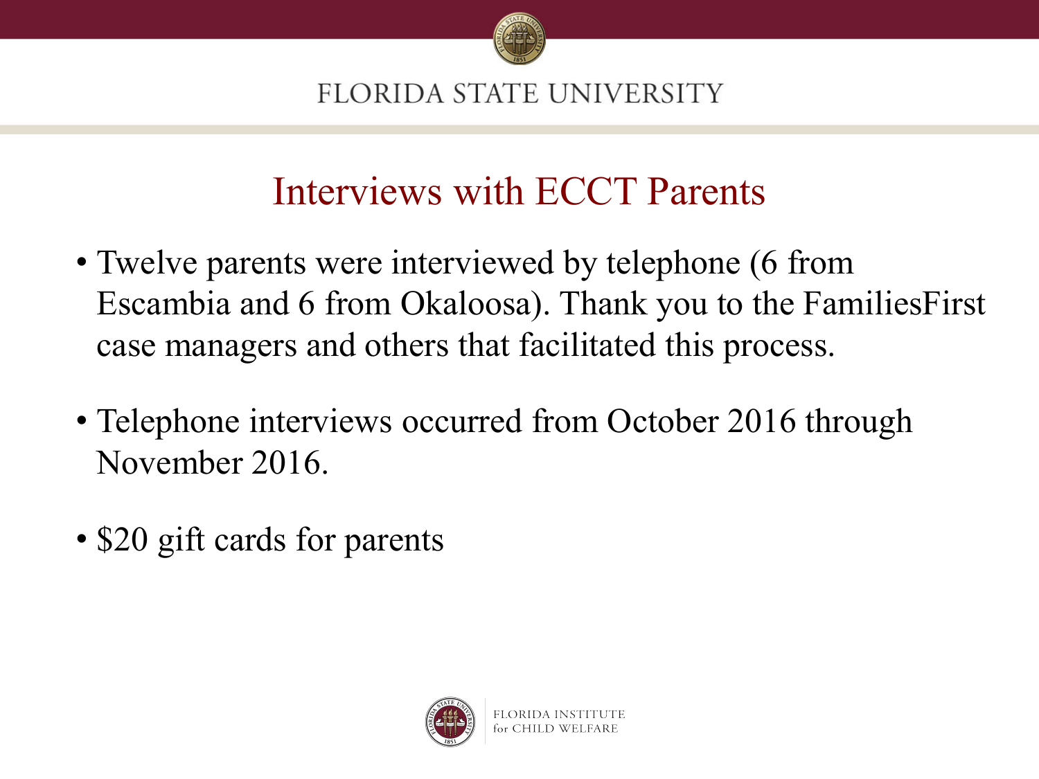# Interviews with ECCT Parents

- Twelve parents were interviewed by telephone (6 from Escambia and 6 from Okaloosa). Thank you to the FamiliesFirst case managers and others that facilitated this process.
- Telephone interviews occurred from October 2016 through November 2016.
- $20 gift cards for parents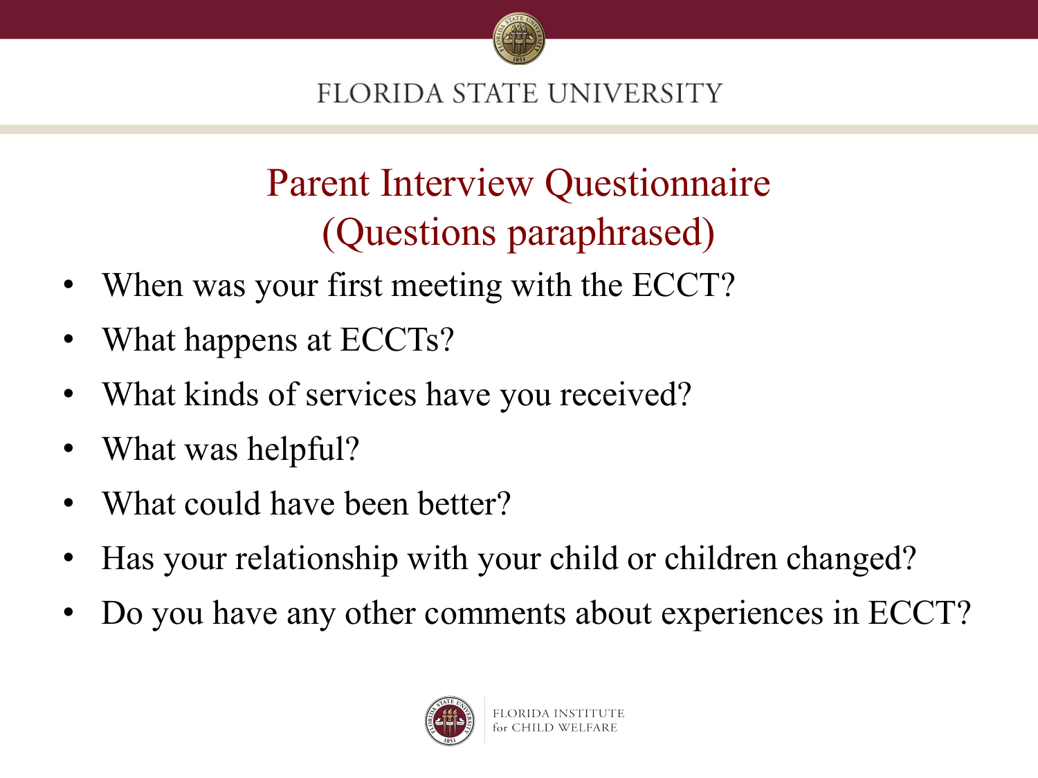# Parent Interview Questionnaire (Questions paraphrased)

- When was your first meeting with the ECCT?
- What happens at ECCTs?
- What kinds of services have you received?
- What was helpful?
- What could have been better?
- Has your relationship with your child or children changed?
- Do you have any other comments about experiences in ECCT?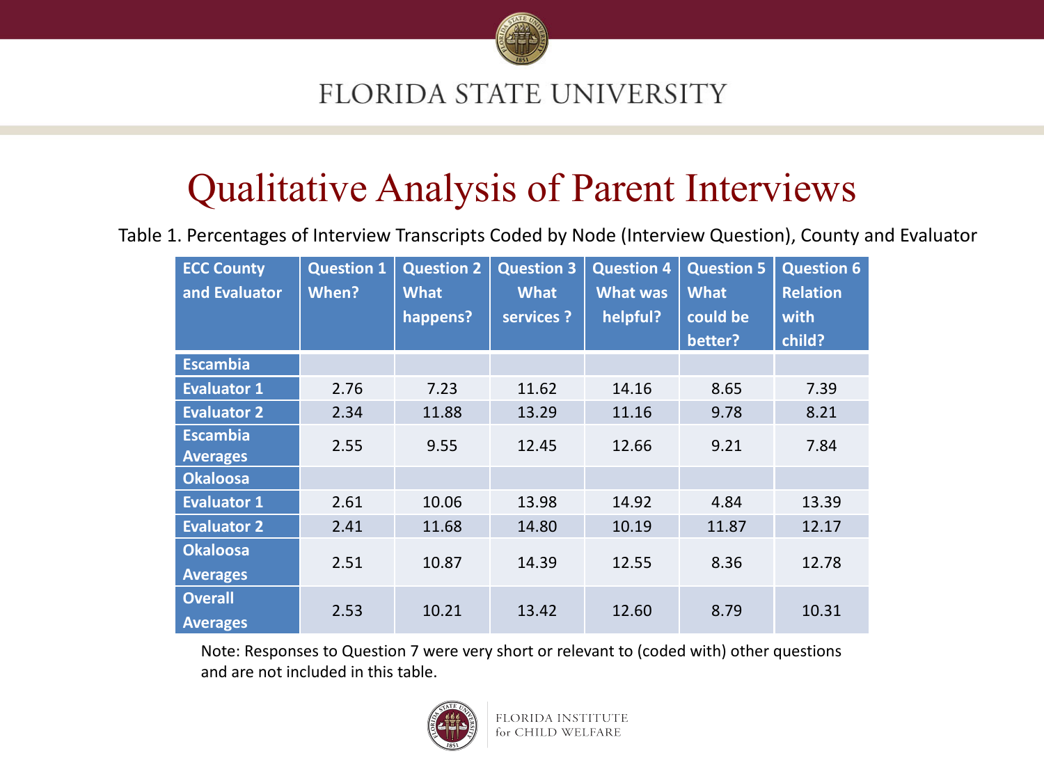# Qualitative Analysis of Parent Interviews

Table 1. Percentages of Interview Transcripts Coded by Node (Interview Question), County and Evaluator

| ECC County and Evaluator | Question 1 When? | Question 2 What happens? | Question 3 What services ? | Question 4 What was helpful? | Question 5 What could be better? | Question 6 Relation with child? |
|---|---|---|---|---|---|---|
| **Escambia** | | | | | | |
| **Evaluator 1** | 2.76 | 7.23 | 11.62 | 14.16 | 8.65 | 7.39 |
| **Evaluator 2** | 2.34 | 11.88 | 13.29 | 11.16 | 9.78 | 8.21 |
| **Escambia Averages** | 2.55 | 9.55 | 12.45 | 12.66 | 9.21 | 7.84 |
| **Okaloosa** | | | | | | |
| **Evaluator 1** | 2.61 | 10.06 | 13.98 | 14.92 | 4.84 | 13.39 |
| **Evaluator 2** | 2.41 | 11.68 | 14.80 | 10.19 | 11.87 | 12.17 |
| **Okaloosa Averages** | 2.51 | 10.87 | 14.39 | 12.55 | 8.36 | 12.78 |
| **Overall Averages** | 2.53 | 10.21 | 13.42 | 12.60 | 8.79 | 10.31 |

Note: Responses to Question 7 were very short or relevant to (coded with) other questions and are not included in this table.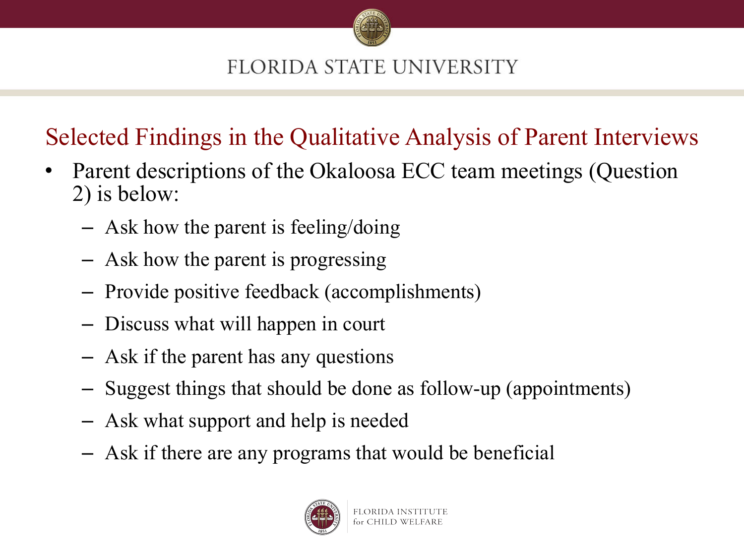## Selected Findings in the Qualitative Analysis of Parent Interviews

- Parent descriptions of the Okaloosa ECC team meetings (Question 2) is below:
  - Ask how the parent is feeling/doing
  - Ask how the parent is progressing
  - Provide positive feedback (accomplishments)
  - Discuss what will happen in court
  - Ask if the parent has any questions
  - Suggest things that should be done as follow-up (appointments)
  - Ask what support and help is needed
  - Ask if there are any programs that would be beneficial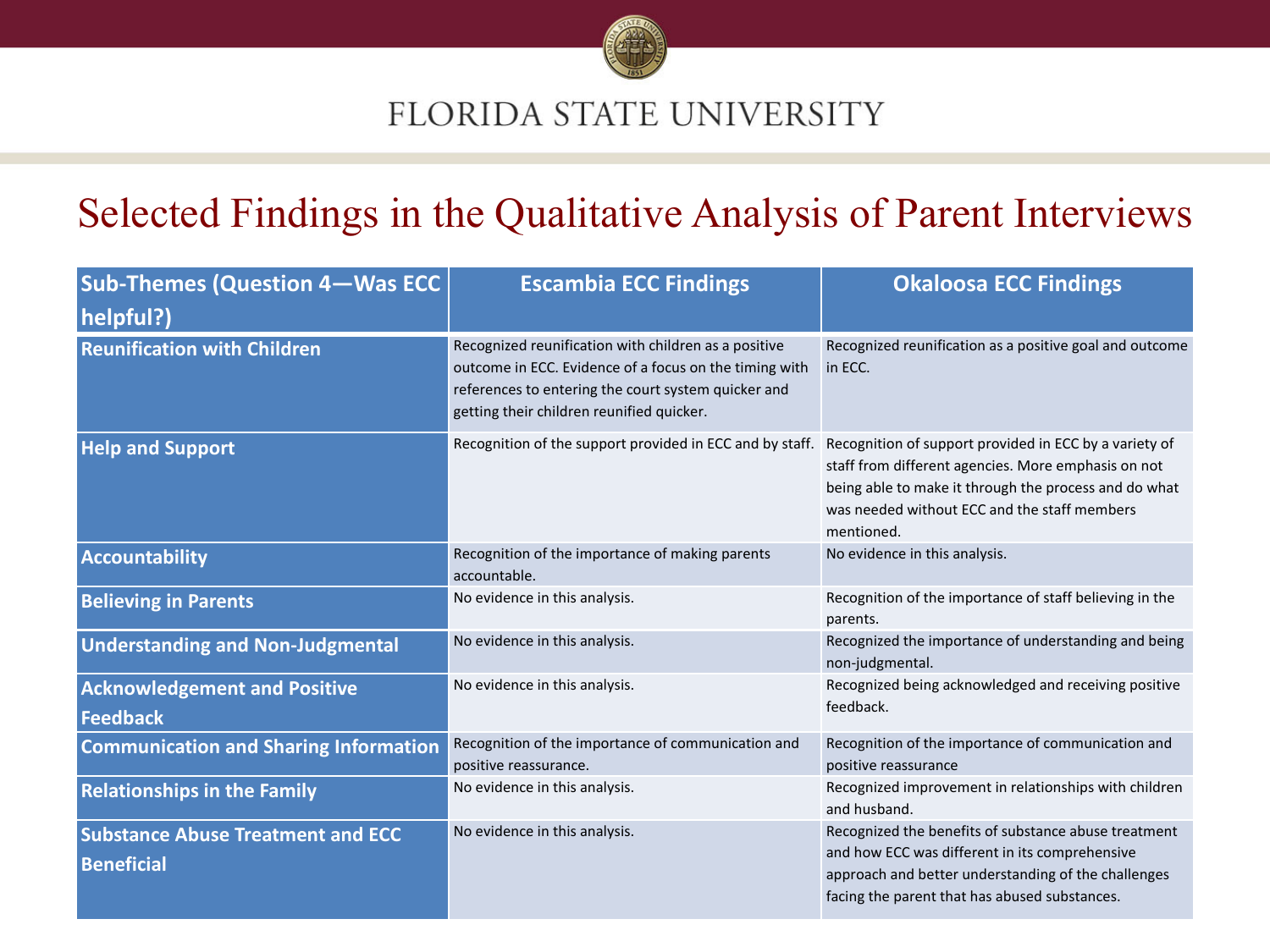# Selected Findings in the Qualitative Analysis of Parent Interviews

| Sub-Themes (Question 4—Was ECC helpful?) | Escambia ECC Findings | Okaloosa ECC Findings |
|---|---|---|
| Reunification with Children | Recognized reunification with children as a positive outcome in ECC. Evidence of a focus on the timing with references to entering the court system quicker and getting their children reunified quicker. | Recognized reunification as a positive goal and outcome in ECC. |
| Help and Support | Recognition of the support provided in ECC and by staff. | Recognition of support provided in ECC by a variety of staff from different agencies. More emphasis on not being able to make it through the process and do what was needed without ECC and the staff members mentioned. |
| Accountability | Recognition of the importance of making parents accountable. | No evidence in this analysis. |
| Believing in Parents | No evidence in this analysis. | Recognition of the importance of staff believing in the parents. |
| Understanding and Non-Judgmental | No evidence in this analysis. | Recognized the importance of understanding and being non-judgmental. |
| Acknowledgement and Positive Feedback | No evidence in this analysis. | Recognized being acknowledged and receiving positive feedback. |
| Communication and Sharing Information | Recognition of the importance of communication and positive reassurance. | Recognition of the importance of communication and positive reassurance |
| Relationships in the Family | No evidence in this analysis. | Recognized improvement in relationships with children and husband. |
| Substance Abuse Treatment and ECC Beneficial | No evidence in this analysis. | Recognized the benefits of substance abuse treatment and how ECC was different in its comprehensive approach and better understanding of the challenges facing the parent that has abused substances. |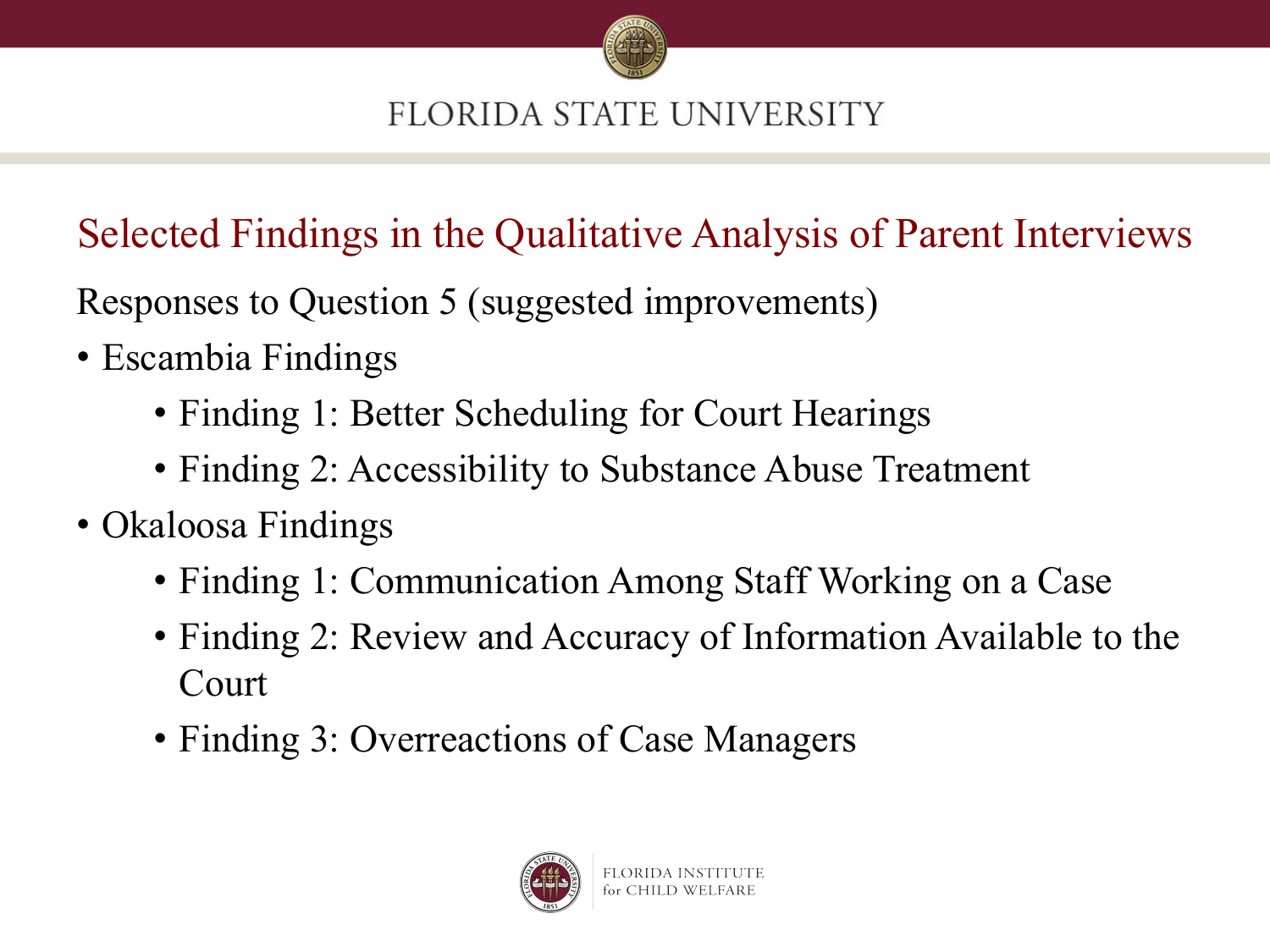## Selected Findings in the Qualitative Analysis of Parent Interviews

Responses to Question 5 (suggested improvements)

- Escambia Findings
  - Finding 1: Better Scheduling for Court Hearings
  - Finding 2: Accessibility to Substance Abuse Treatment
- Okaloosa Findings
  - Finding 1: Communication Among Staff Working on a Case
  - Finding 2: Review and Accuracy of Information Available to the Court
  - Finding 3: Overreactions of Case Managers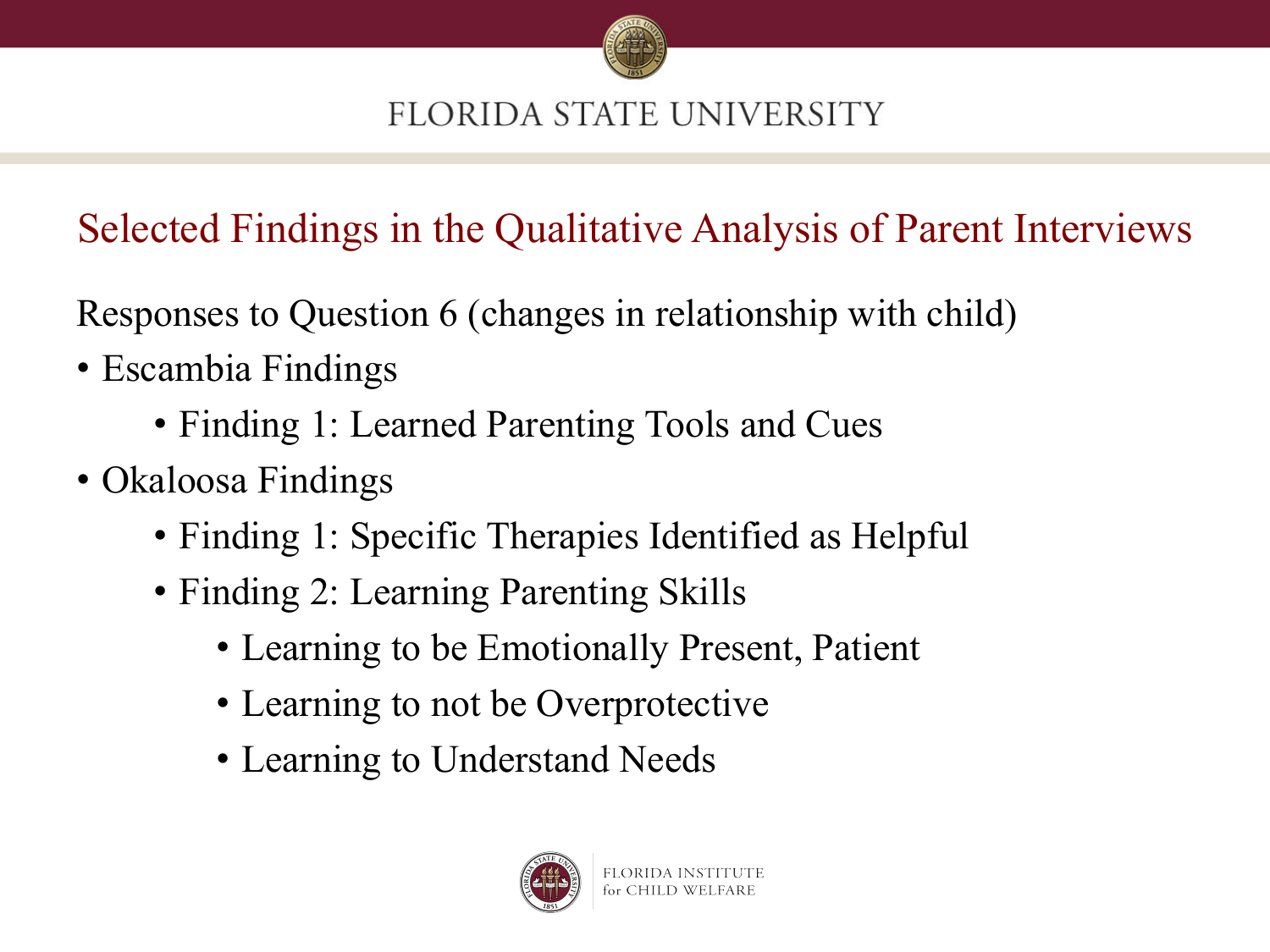## Selected Findings in the Qualitative Analysis of Parent Interviews

Responses to Question 6 (changes in relationship with child)

- Escambia Findings
  - Finding 1: Learned Parenting Tools and Cues
- Okaloosa Findings
  - Finding 1: Specific Therapies Identified as Helpful
  - Finding 2: Learning Parenting Skills
    - Learning to be Emotionally Present, Patient
    - Learning to not be Overprotective
    - Learning to Understand Needs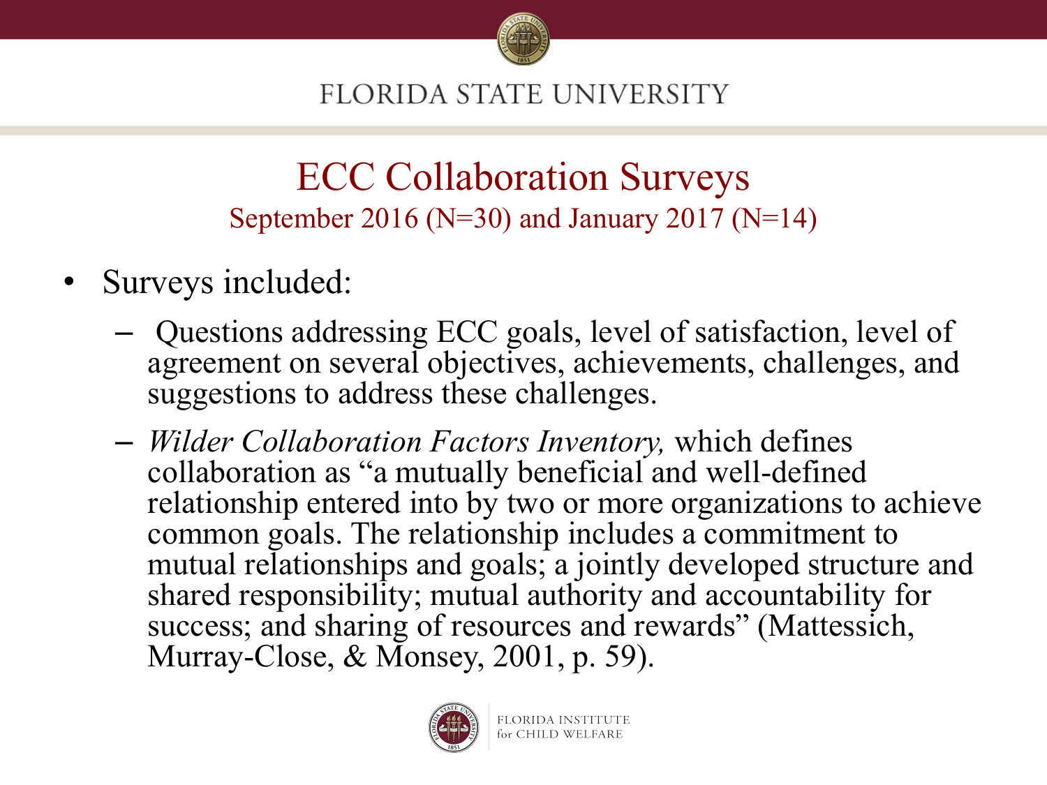# ECC Collaboration Surveys

September 2016 (N=30) and January 2017 (N=14)

- Surveys included:
  - Questions addressing ECC goals, level of satisfaction, level of agreement on several objectives, achievements, challenges, and suggestions to address these challenges.
  - *Wilder Collaboration Factors Inventory,* which defines collaboration as "a mutually beneficial and well-defined relationship entered into by two or more organizations to achieve common goals. The relationship includes a commitment to mutual relationships and goals; a jointly developed structure and shared responsibility; mutual authority and accountability for success; and sharing of resources and rewards" (Mattessich, Murray-Close, & Monsey, 2001, p. 59).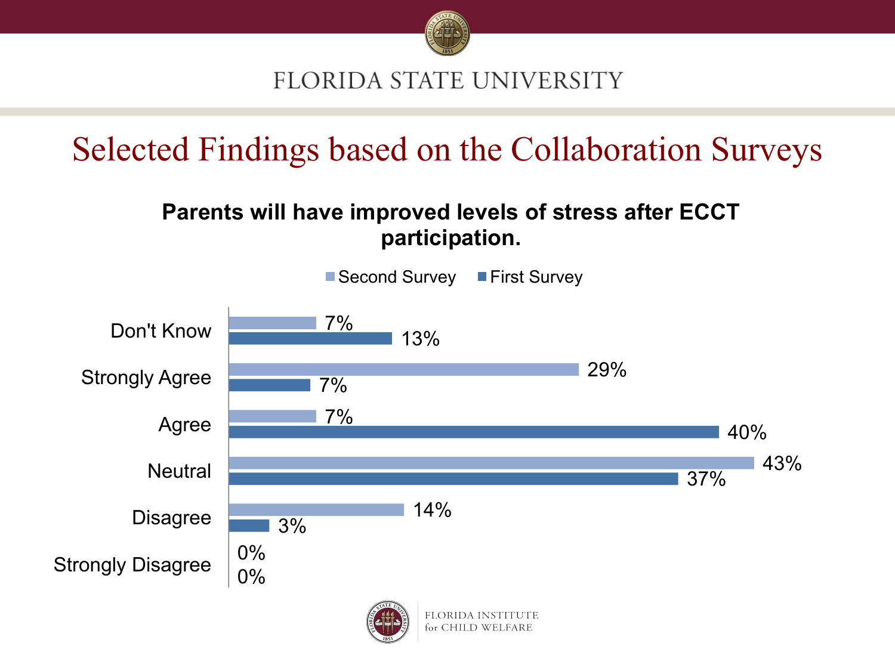# Selected Findings based on the Collaboration Surveys

**Parents will have improved levels of stress after ECCT participation.**

| | Second Survey | First Survey |
|---|---|---|
| Don't Know | 7% | 13% |
| Strongly Agree | 29% | 7% |
| Agree | 7% | 40% |
| Neutral | 43% | 37% |
| Disagree | 14% | 3% |
| Strongly Disagree | 0% | 0% |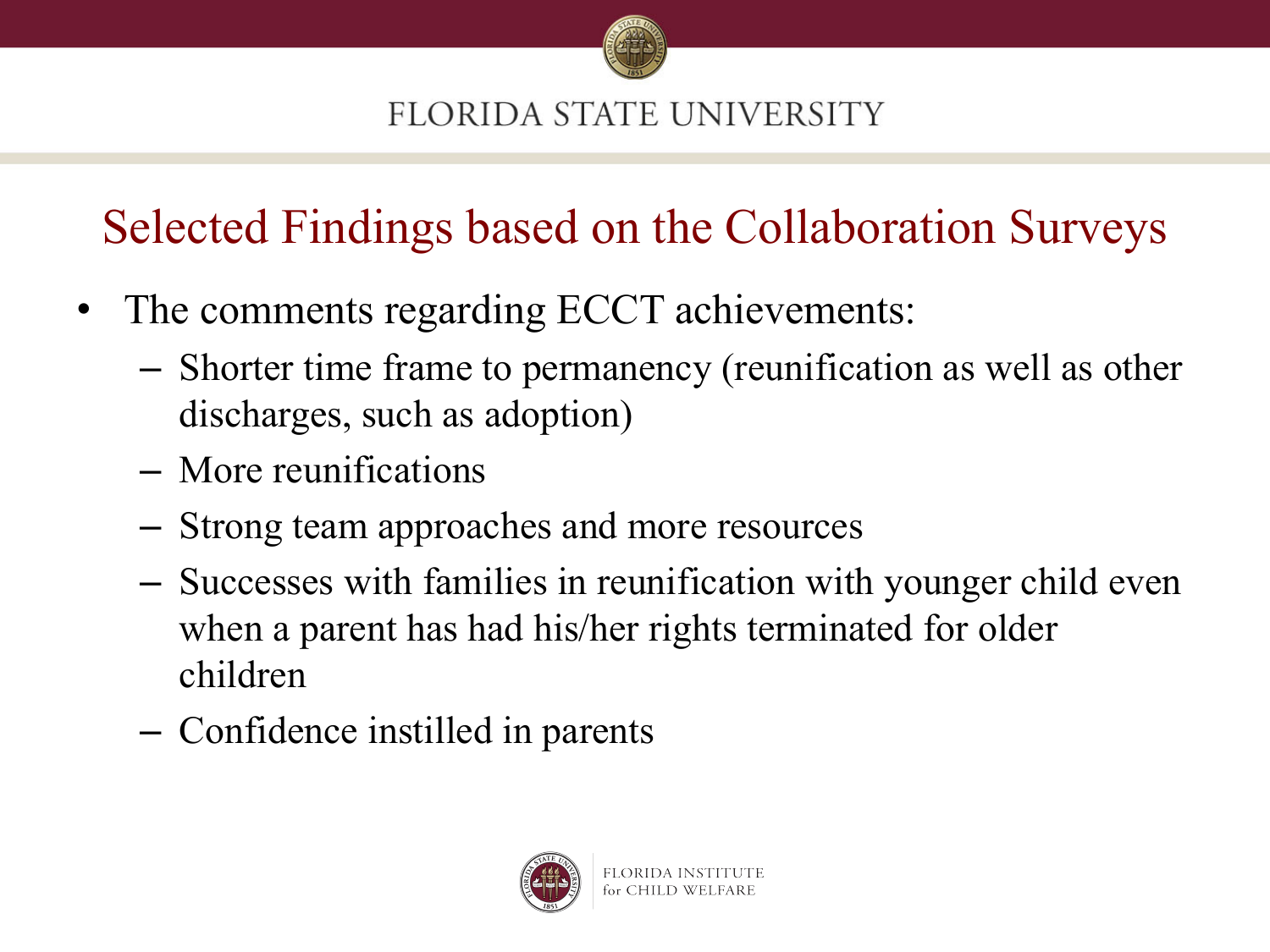# Selected Findings based on the Collaboration Surveys

- The comments regarding ECCT achievements:
  - Shorter time frame to permanency (reunification as well as other discharges, such as adoption)
  - More reunifications
  - Strong team approaches and more resources
  - Successes with families in reunification with younger child even when a parent has had his/her rights terminated for older children
  - Confidence instilled in parents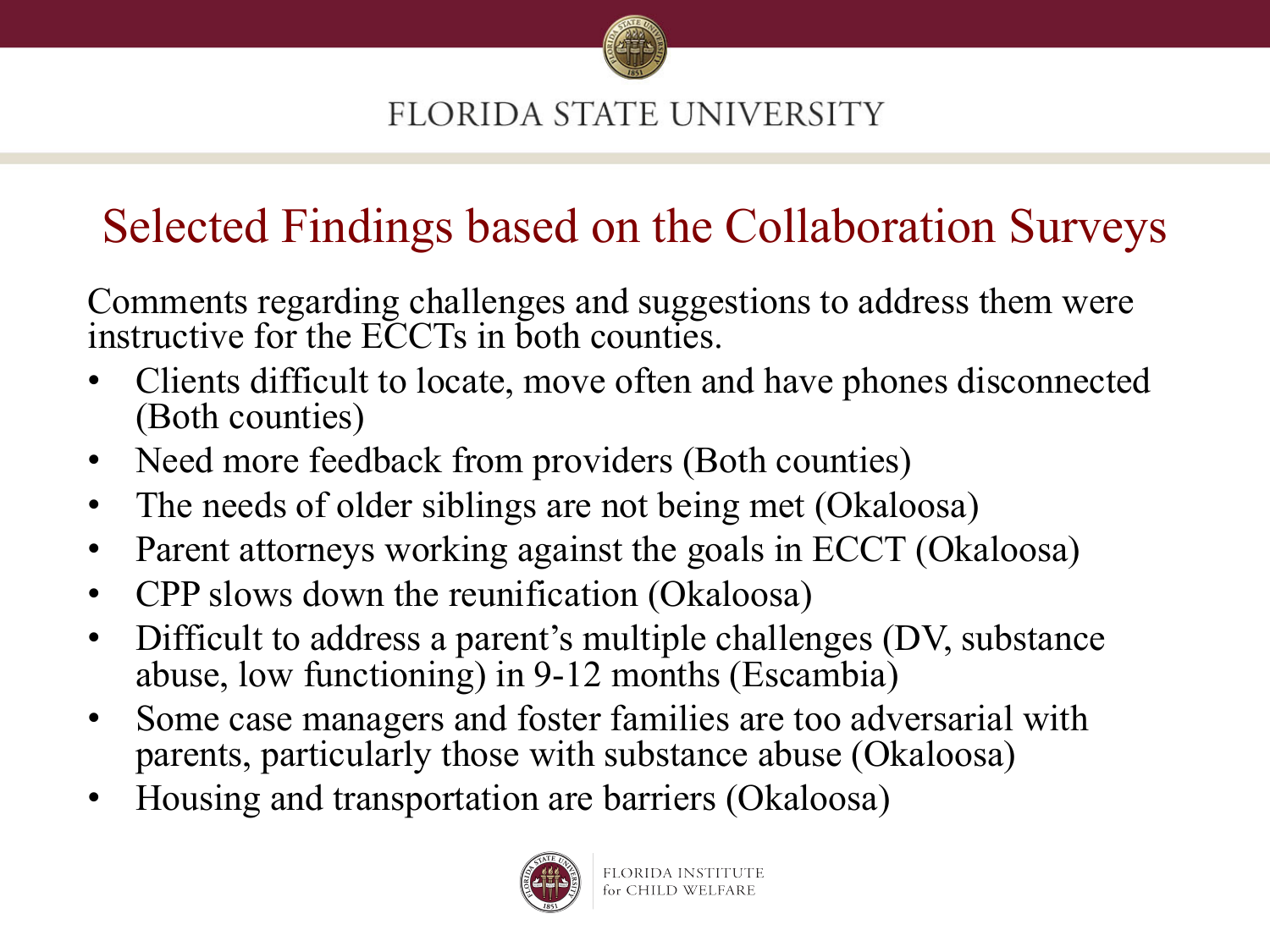# Selected Findings based on the Collaboration Surveys

Comments regarding challenges and suggestions to address them were instructive for the ECCTs in both counties.

- Clients difficult to locate, move often and have phones disconnected (Both counties)
- Need more feedback from providers (Both counties)
- The needs of older siblings are not being met (Okaloosa)
- Parent attorneys working against the goals in ECCT (Okaloosa)
- CPP slows down the reunification (Okaloosa)
- Difficult to address a parent's multiple challenges (DV, substance abuse, low functioning) in 9-12 months (Escambia)
- Some case managers and foster families are too adversarial with parents, particularly those with substance abuse (Okaloosa)
- Housing and transportation are barriers (Okaloosa)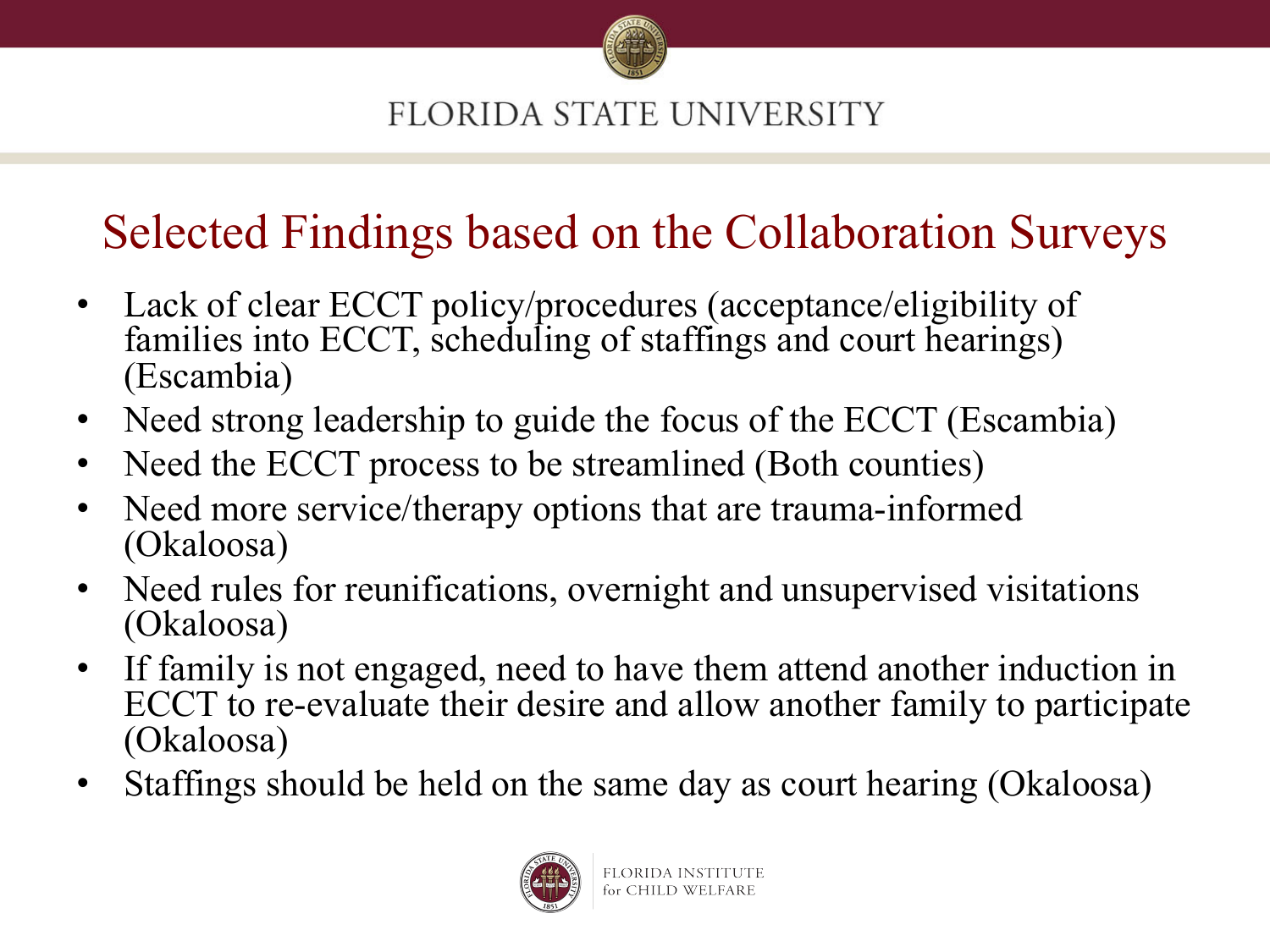# Selected Findings based on the Collaboration Surveys

- Lack of clear ECCT policy/procedures (acceptance/eligibility of families into ECCT, scheduling of staffings and court hearings) (Escambia)
- Need strong leadership to guide the focus of the ECCT (Escambia)
- Need the ECCT process to be streamlined (Both counties)
- Need more service/therapy options that are trauma-informed (Okaloosa)
- Need rules for reunifications, overnight and unsupervised visitations (Okaloosa)
- If family is not engaged, need to have them attend another induction in ECCT to re-evaluate their desire and allow another family to participate (Okaloosa)
- Staffings should be held on the same day as court hearing (Okaloosa)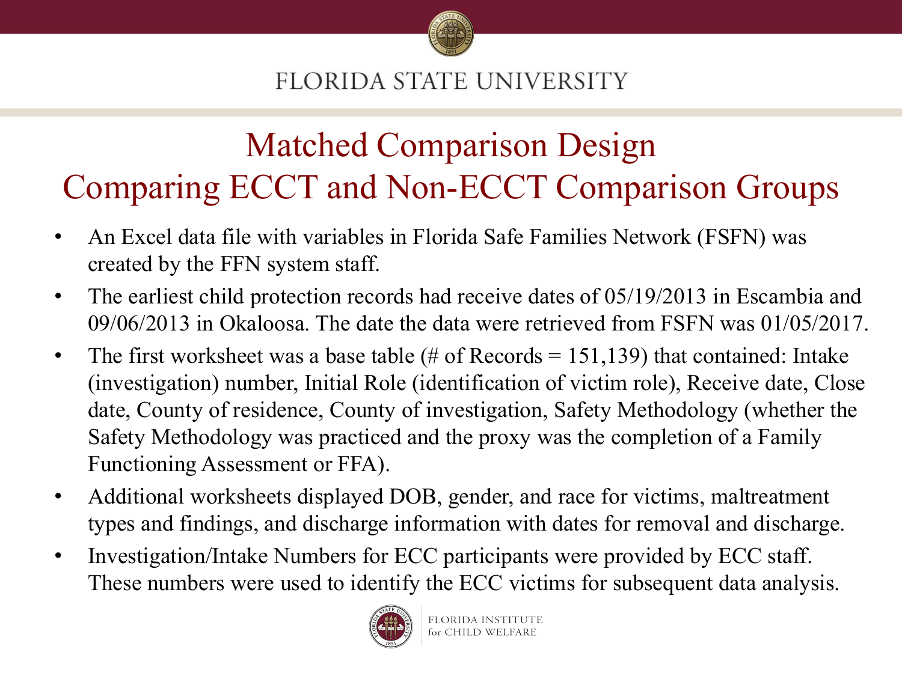# Matched Comparison Design
## Comparing ECCT and Non-ECCT Comparison Groups

- An Excel data file with variables in Florida Safe Families Network (FSFN) was created by the FFN system staff.
- The earliest child protection records had receive dates of 05/19/2013 in Escambia and 09/06/2013 in Okaloosa. The date the data were retrieved from FSFN was 01/05/2017.
- The first worksheet was a base table (# of Records = 151,139) that contained: Intake (investigation) number, Initial Role (identification of victim role), Receive date, Close date, County of residence, County of investigation, Safety Methodology (whether the Safety Methodology was practiced and the proxy was the completion of a Family Functioning Assessment or FFA).
- Additional worksheets displayed DOB, gender, and race for victims, maltreatment types and findings, and discharge information with dates for removal and discharge.
- Investigation/Intake Numbers for ECC participants were provided by ECC staff. These numbers were used to identify the ECC victims for subsequent data analysis.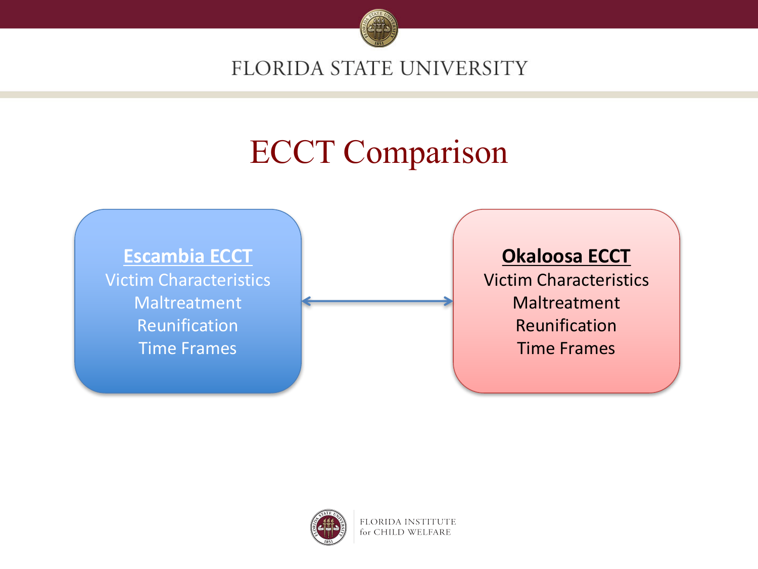# ECCT Comparison

**Escambia ECCT**

Victim Characteristics
Maltreatment
Reunification
Time Frames

**Okaloosa ECCT**

Victim Characteristics
Maltreatment
Reunification
Time Frames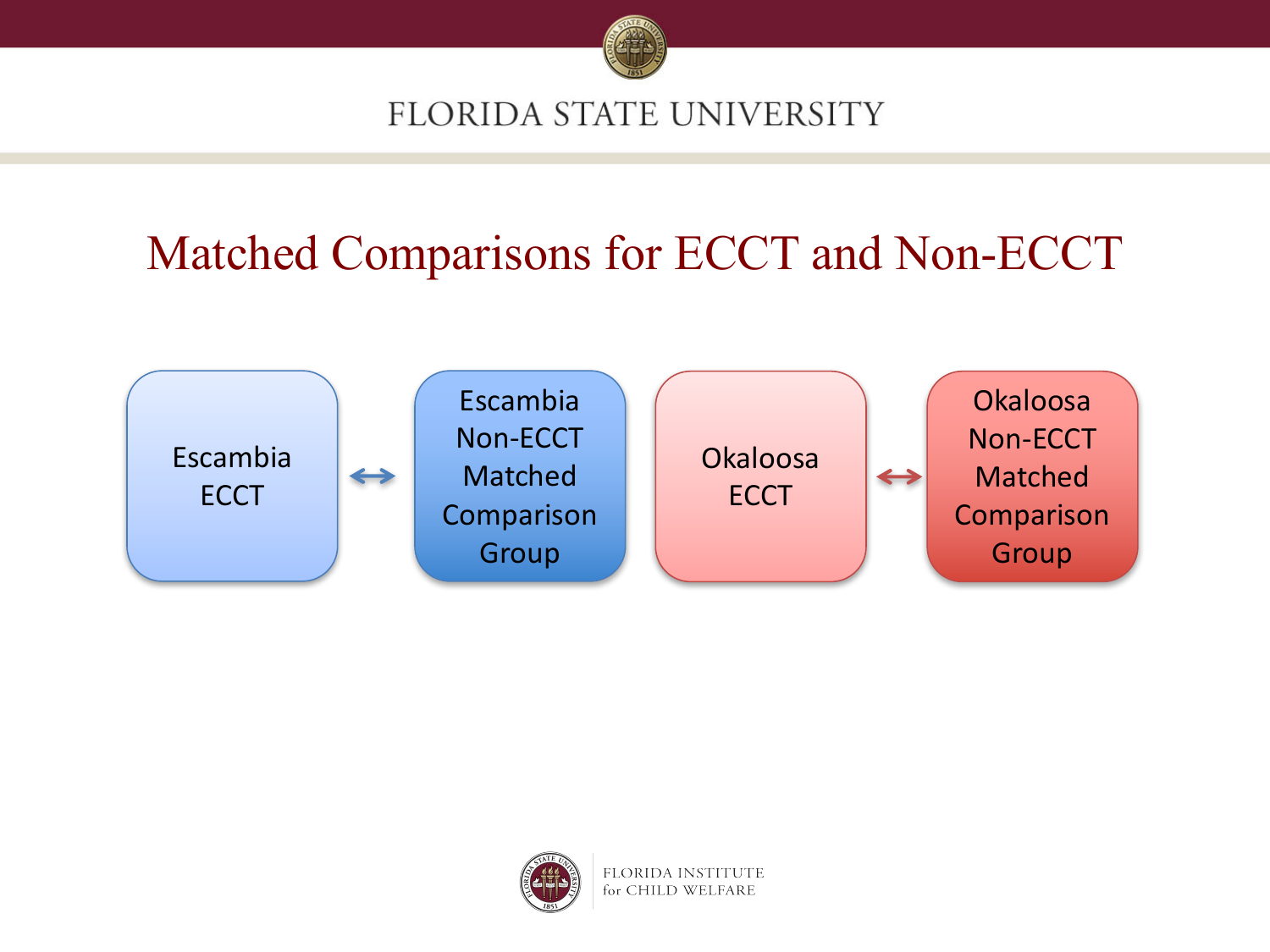# Matched Comparisons for ECCT and Non-ECCT

- Escambia ECCT ↔ Escambia Non-ECCT Matched Comparison Group
- Okaloosa ECCT ↔ Okaloosa Non-ECCT Matched Comparison Group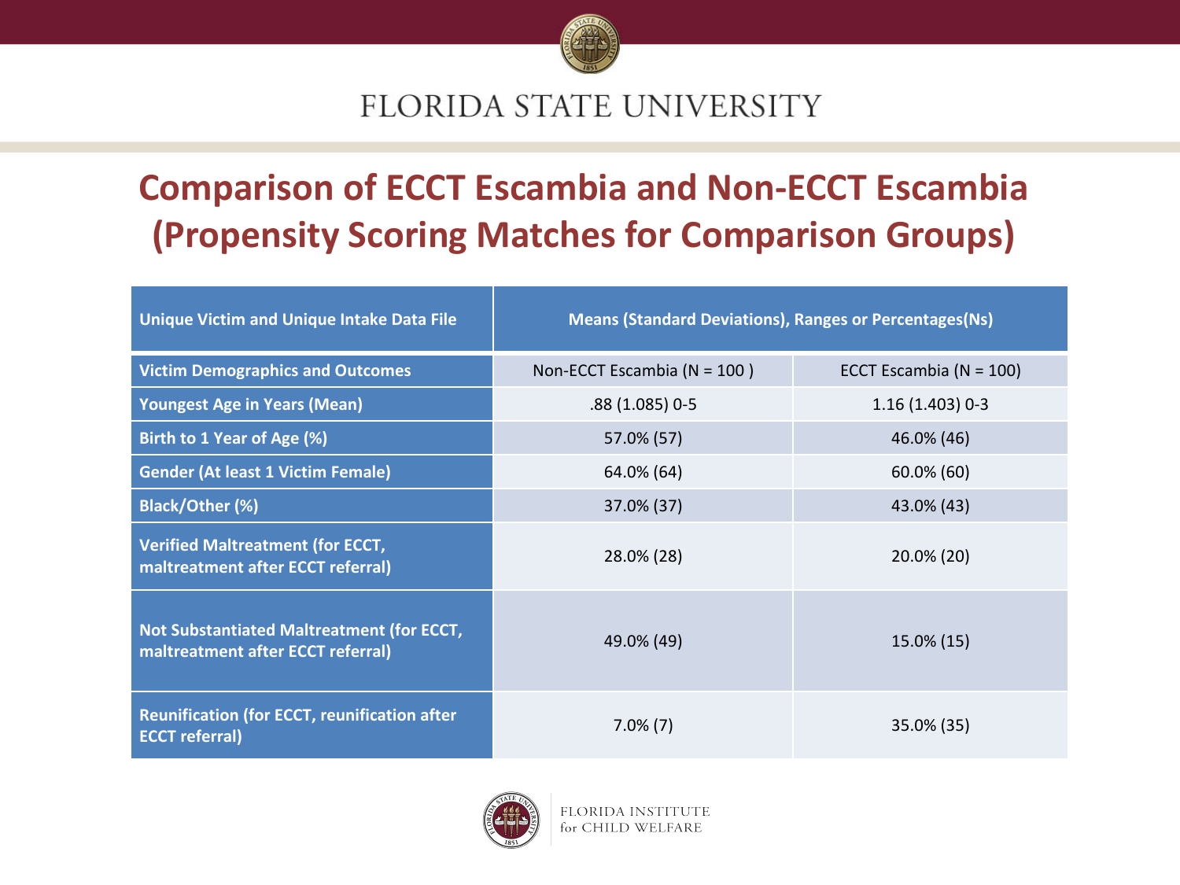# Comparison of ECCT Escambia and Non-ECCT Escambia (Propensity Scoring Matches for Comparison Groups)

| Unique Victim and Unique Intake Data File | Means (Standard Deviations), Ranges or Percentages(Ns) | |
|---|---|---|
| **Victim Demographics and Outcomes** | Non-ECCT Escambia (N = 100 ) | ECCT Escambia (N = 100) |
| **Youngest Age in Years (Mean)** | .88 (1.085) 0-5 | 1.16 (1.403) 0-3 |
| **Birth to 1 Year of Age (%)** | 57.0% (57) | 46.0% (46) |
| **Gender (At least 1 Victim Female)** | 64.0% (64) | 60.0% (60) |
| **Black/Other (%)** | 37.0% (37) | 43.0% (43) |
| **Verified Maltreatment (for ECCT, maltreatment after ECCT referral)** | 28.0% (28) | 20.0% (20) |
| **Not Substantiated Maltreatment (for ECCT, maltreatment after ECCT referral)** | 49.0% (49) | 15.0% (15) |
| **Reunification (for ECCT, reunification after ECCT referral)** | 7.0% (7) | 35.0% (35) |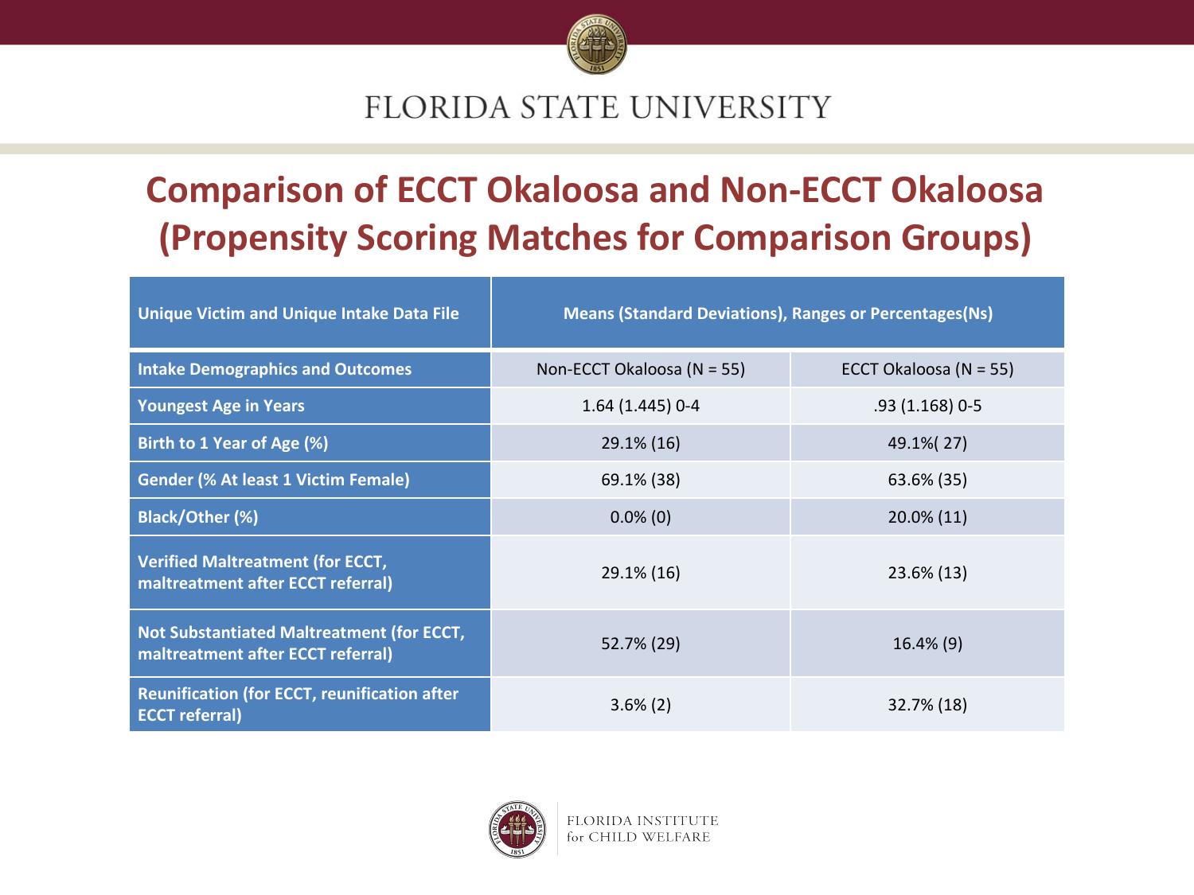# Comparison of ECCT Okaloosa and Non-ECCT Okaloosa (Propensity Scoring Matches for Comparison Groups)

| Unique Victim and Unique Intake Data File | Means (Standard Deviations), Ranges or Percentages(Ns) | |
|---|---|---|
| **Intake Demographics and Outcomes** | Non-ECCT Okaloosa (N = 55) | ECCT Okaloosa (N = 55) |
| **Youngest Age in Years** | 1.64 (1.445) 0-4 | .93 (1.168) 0-5 |
| **Birth to 1 Year of Age (%)** | 29.1% (16) | 49.1%( 27) |
| **Gender (% At least 1 Victim Female)** | 69.1% (38) | 63.6% (35) |
| **Black/Other (%)** | 0.0% (0) | 20.0% (11) |
| **Verified Maltreatment (for ECCT, maltreatment after ECCT referral)** | 29.1% (16) | 23.6% (13) |
| **Not Substantiated Maltreatment (for ECCT, maltreatment after ECCT referral)** | 52.7% (29) | 16.4% (9) |
| **Reunification (for ECCT, reunification after ECCT referral)** | 3.6% (2) | 32.7% (18) |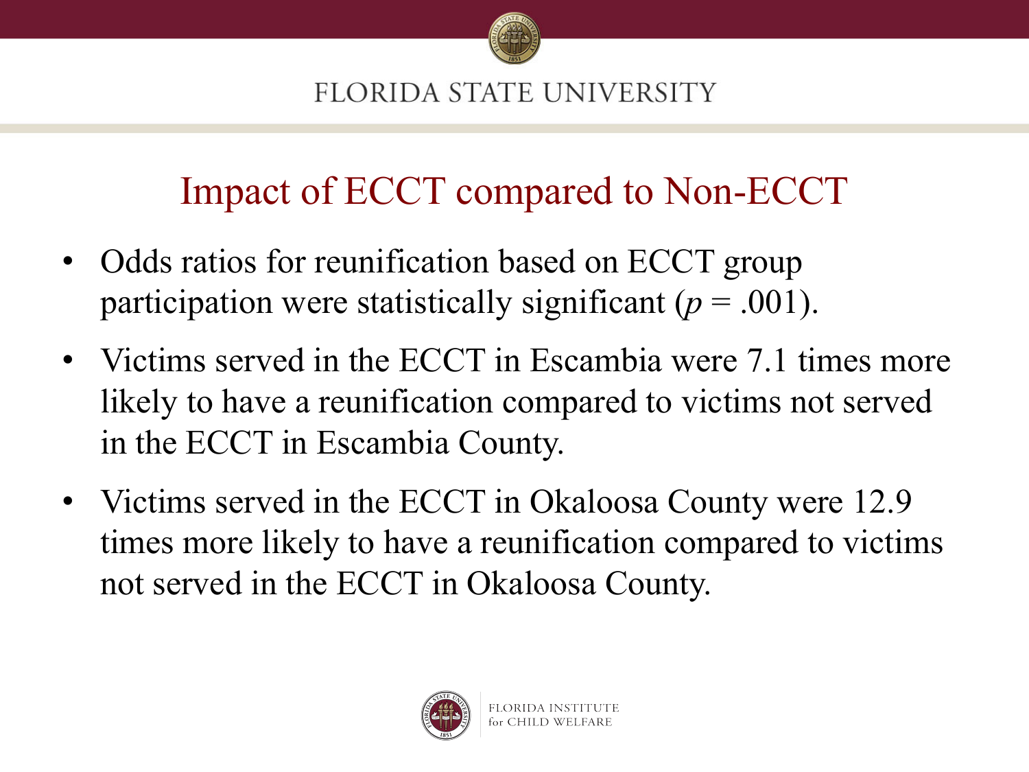# Impact of ECCT compared to Non-ECCT

- Odds ratios for reunification based on ECCT group participation were statistically significant ($p$ = .001).
- Victims served in the ECCT in Escambia were 7.1 times more likely to have a reunification compared to victims not served in the ECCT in Escambia County.
- Victims served in the ECCT in Okaloosa County were 12.9 times more likely to have a reunification compared to victims not served in the ECCT in Okaloosa County.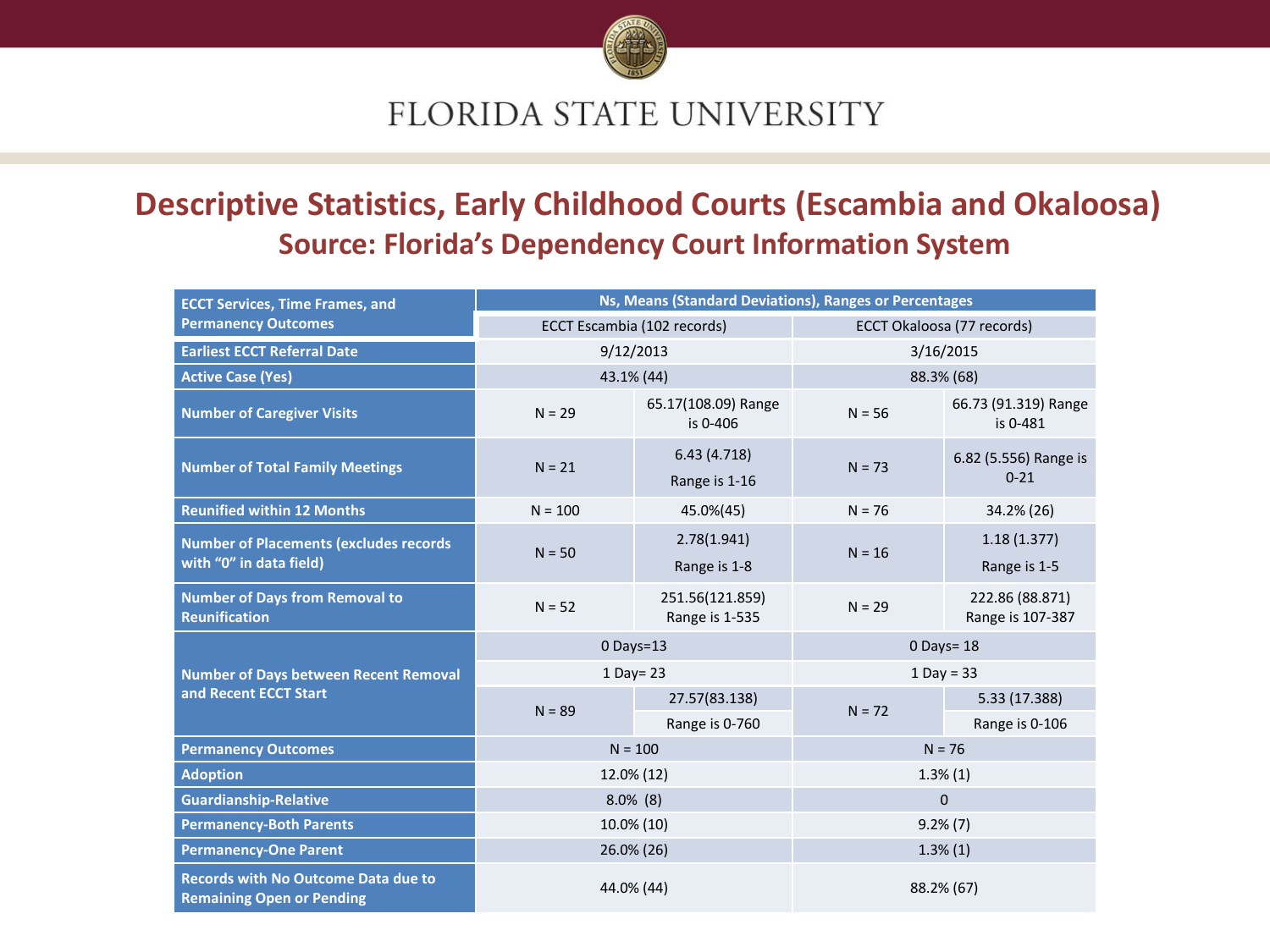# Descriptive Statistics, Early Childhood Courts (Escambia and Okaloosa)

## Source: Florida's Dependency Court Information System

| ECCT Services, Time Frames, and Permanency Outcomes | Ns, Means (Standard Deviations), Ranges or Percentages | | | |
|---|---|---|---|---|
| | ECCT Escambia (102 records) | | ECCT Okaloosa (77 records) | |
| **Earliest ECCT Referral Date** | 9/12/2013 | | 3/16/2015 | |
| **Active Case (Yes)** | 43.1% (44) | | 88.3% (68) | |
| **Number of Caregiver Visits** | N = 29 | 65.17(108.09) Range is 0-406 | N = 56 | 66.73 (91.319) Range is 0-481 |
| **Number of Total Family Meetings** | N = 21 | 6.43 (4.718) Range is 1-16 | N = 73 | 6.82 (5.556) Range is 0-21 |
| **Reunified within 12 Months** | N = 100 | 45.0%(45) | N = 76 | 34.2% (26) |
| **Number of Placements (excludes records with "0" in data field)** | N = 50 | 2.78(1.941) Range is 1-8 | N = 16 | 1.18 (1.377) Range is 1-5 |
| **Number of Days from Removal to Reunification** | N = 52 | 251.56(121.859) Range is 1-535 | N = 29 | 222.86 (88.871) Range is 107-387 |
| **Number of Days between Recent Removal and Recent ECCT Start** | 0 Days=13 | | 0 Days= 18 | |
| | 1 Day= 23 | | 1 Day = 33 | |
| | N = 89 | 27.57(83.138) Range is 0-760 | N = 72 | 5.33 (17.388) Range is 0-106 |
| **Permanency Outcomes** | N = 100 | | N = 76 | |
| **Adoption** | 12.0% (12) | | 1.3% (1) | |
| **Guardianship-Relative** | 8.0% (8) | | 0 | |
| **Permanency-Both Parents** | 10.0% (10) | | 9.2% (7) | |
| **Permanency-One Parent** | 26.0% (26) | | 1.3% (1) | |
| **Records with No Outcome Data due to Remaining Open or Pending** | 44.0% (44) | | 88.2% (67) | |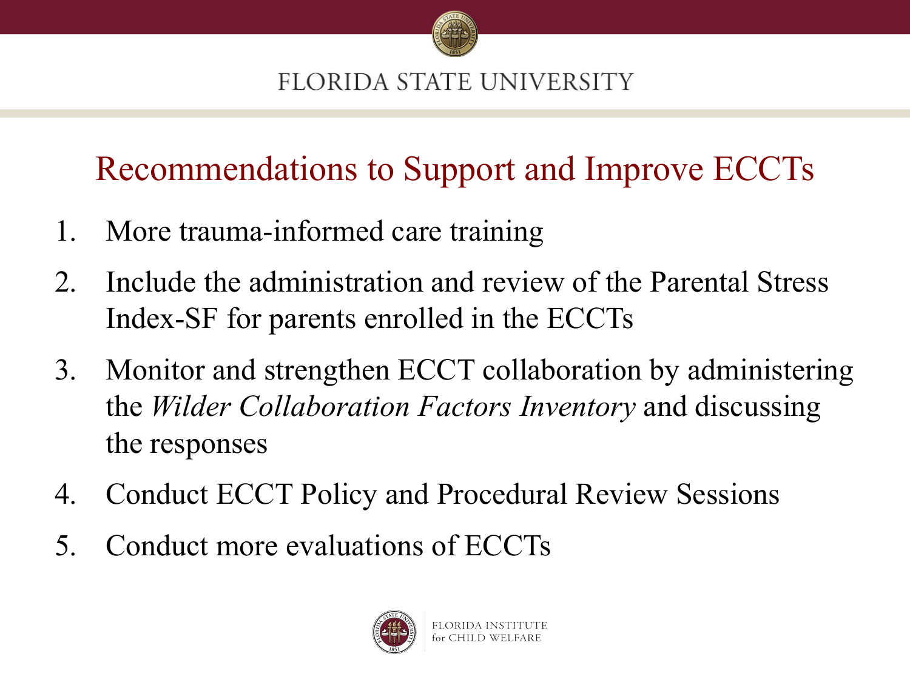## Recommendations to Support and Improve ECCTs

1. More trauma-informed care training
2. Include the administration and review of the Parental Stress Index-SF for parents enrolled in the ECCTs
3. Monitor and strengthen ECCT collaboration by administering the *Wilder Collaboration Factors Inventory* and discussing the responses
4. Conduct ECCT Policy and Procedural Review Sessions
5. Conduct more evaluations of ECCTs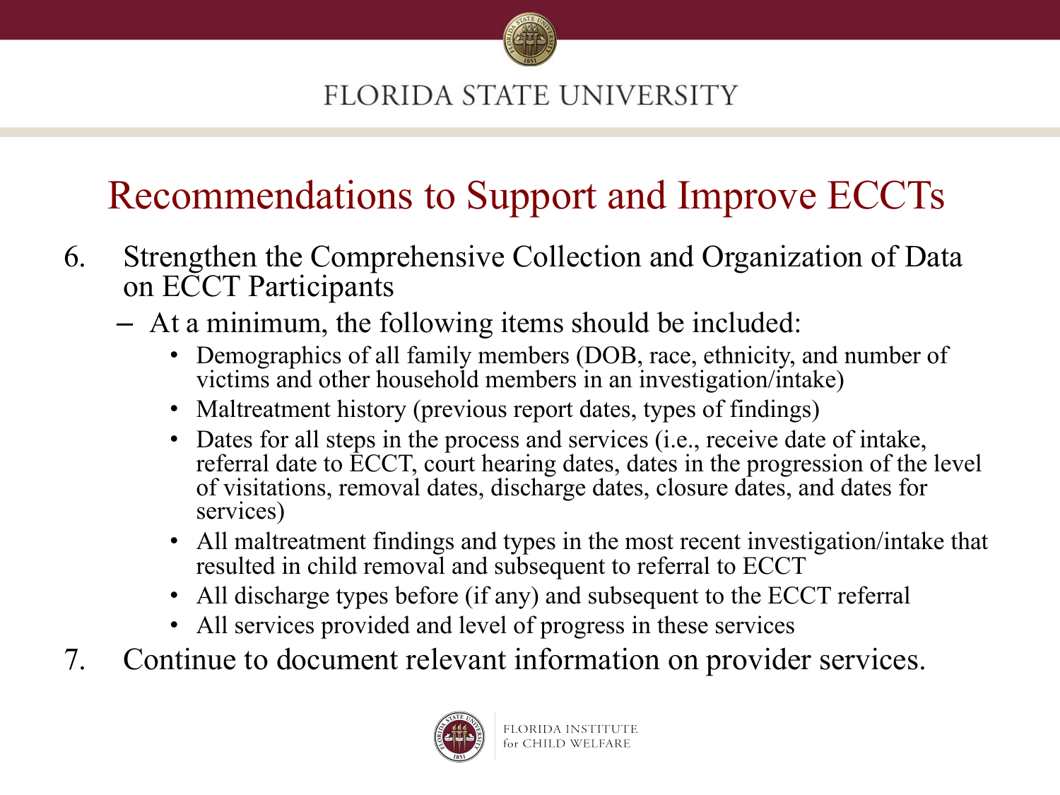# Recommendations to Support and Improve ECCTs

6. Strengthen the Comprehensive Collection and Organization of Data on ECCT Participants
   - At a minimum, the following items should be included:
     - Demographics of all family members (DOB, race, ethnicity, and number of victims and other household members in an investigation/intake)
     - Maltreatment history (previous report dates, types of findings)
     - Dates for all steps in the process and services (i.e., receive date of intake, referral date to ECCT, court hearing dates, dates in the progression of the level of visitations, removal dates, discharge dates, closure dates, and dates for services)
     - All maltreatment findings and types in the most recent investigation/intake that resulted in child removal and subsequent to referral to ECCT
     - All discharge types before (if any) and subsequent to the ECCT referral
     - All services provided and level of progress in these services
7. Continue to document relevant information on provider services.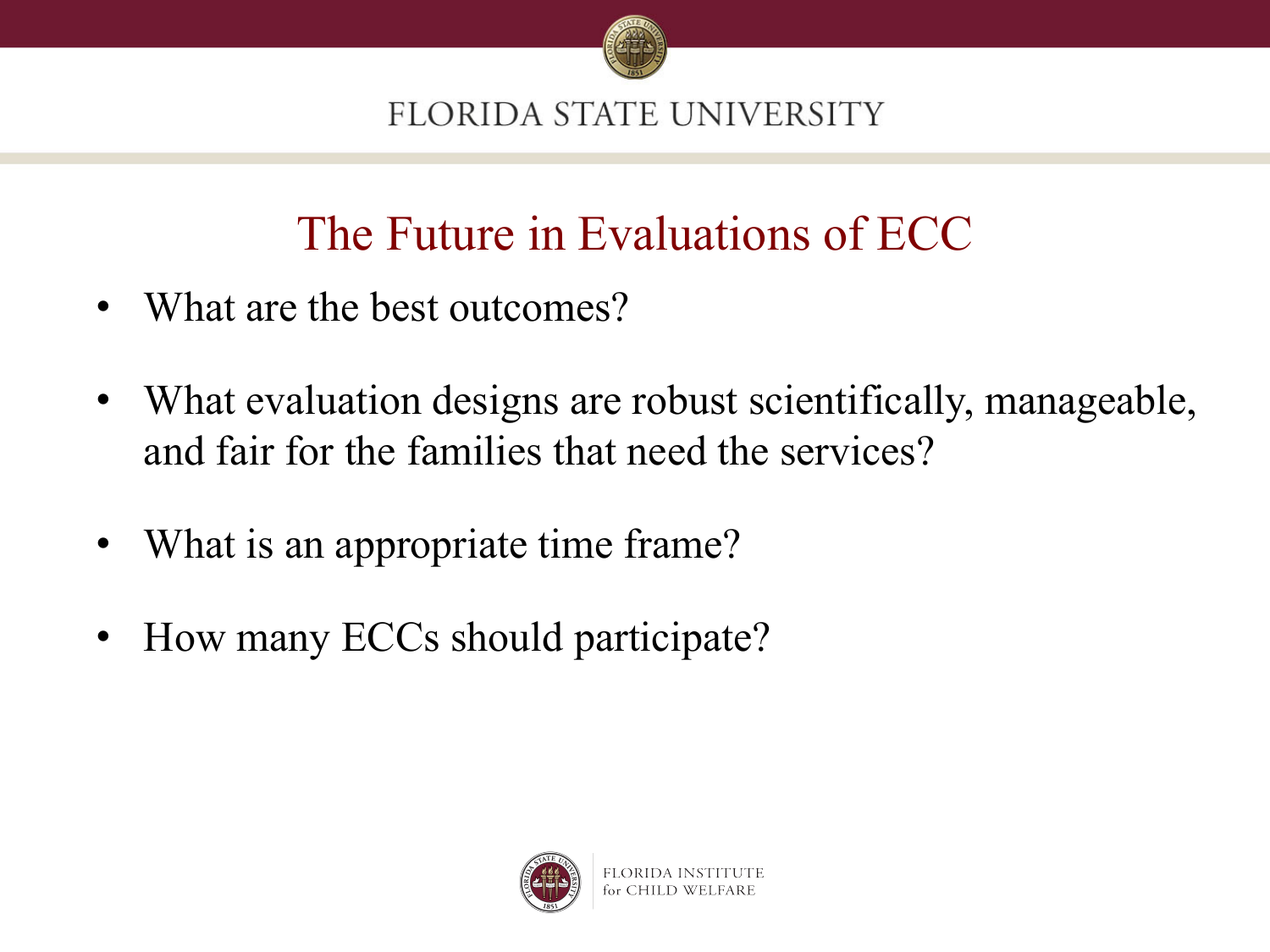# The Future in Evaluations of ECC

- What are the best outcomes?
- What evaluation designs are robust scientifically, manageable, and fair for the families that need the services?
- What is an appropriate time frame?
- How many ECCs should participate?